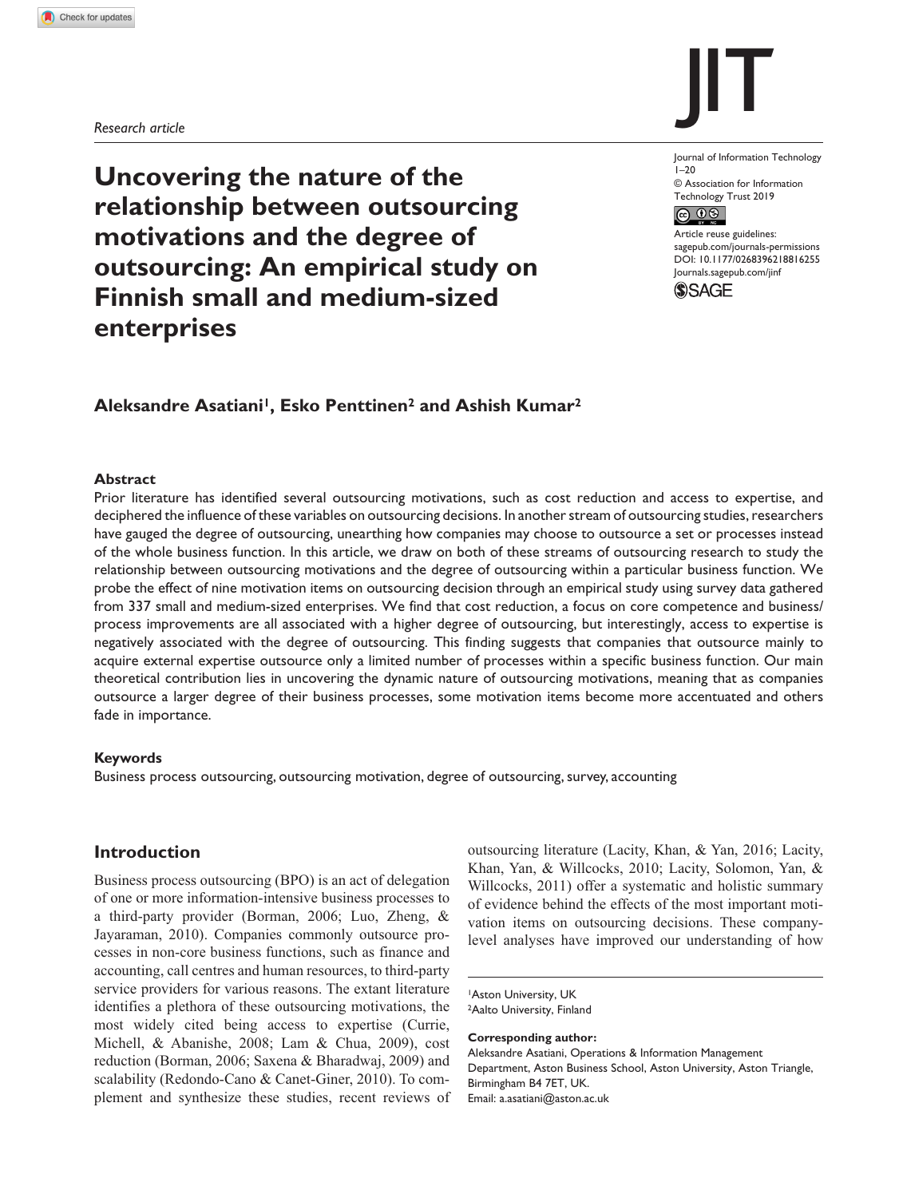*Research article*

# Uncovering the nature of the relationship between outsourcing motivations and the degree of outsourcing: An empirical study on Finnish small and medium-sized enterprises

Journal of Information Technology
1–20
© Association for Information Technology Trust 2019
Article reuse guidelines: sagepub.com/journals-permissions
DOI: 10.1177/0268396218816255
Journals.sagepub.com/jinf

**Aleksandre Asatiani[1], Esko Penttinen[2] and Ashish Kumar[2]**

## Abstract

Prior literature has identified several outsourcing motivations, such as cost reduction and access to expertise, and deciphered the influence of these variables on outsourcing decisions. In another stream of outsourcing studies, researchers have gauged the degree of outsourcing, unearthing how companies may choose to outsource a set or processes instead of the whole business function. In this article, we draw on both of these streams of outsourcing research to study the relationship between outsourcing motivations and the degree of outsourcing within a particular business function. We probe the effect of nine motivation items on outsourcing decision through an empirical study using survey data gathered from 337 small and medium-sized enterprises. We find that cost reduction, a focus on core competence and business/process improvements are all associated with a higher degree of outsourcing, but interestingly, access to expertise is negatively associated with the degree of outsourcing. This finding suggests that companies that outsource mainly to acquire external expertise outsource only a limited number of processes within a specific business function. Our main theoretical contribution lies in uncovering the dynamic nature of outsourcing motivations, meaning that as companies outsource a larger degree of their business processes, some motivation items become more accentuated and others fade in importance.

## Keywords

Business process outsourcing, outsourcing motivation, degree of outsourcing, survey, accounting

## Introduction

Business process outsourcing (BPO) is an act of delegation of one or more information-intensive business processes to a third-party provider (Borman, 2006; Luo, Zheng, & Jayaraman, 2010). Companies commonly outsource processes in non-core business functions, such as finance and accounting, call centres and human resources, to third-party service providers for various reasons. The extant literature identifies a plethora of these outsourcing motivations, the most widely cited being access to expertise (Currie, Michell, & Abanishe, 2008; Lam & Chua, 2009), cost reduction (Borman, 2006; Saxena & Bharadwaj, 2009) and scalability (Redondo-Cano & Canet-Giner, 2010). To complement and synthesize these studies, recent reviews of outsourcing literature (Lacity, Khan, & Yan, 2016; Lacity, Khan, Yan, & Willcocks, 2010; Lacity, Solomon, Yan, & Willcocks, 2011) offer a systematic and holistic summary of evidence behind the effects of the most important motivation items on outsourcing decisions. These company-level analyses have improved our understanding of how

[1]Aston University, UK
[2]Aalto University, Finland

**Corresponding author:**
Aleksandre Asatiani, Operations & Information Management Department, Aston Business School, Aston University, Aston Triangle, Birmingham B4 7ET, UK.
Email: a.asatiani@aston.ac.uk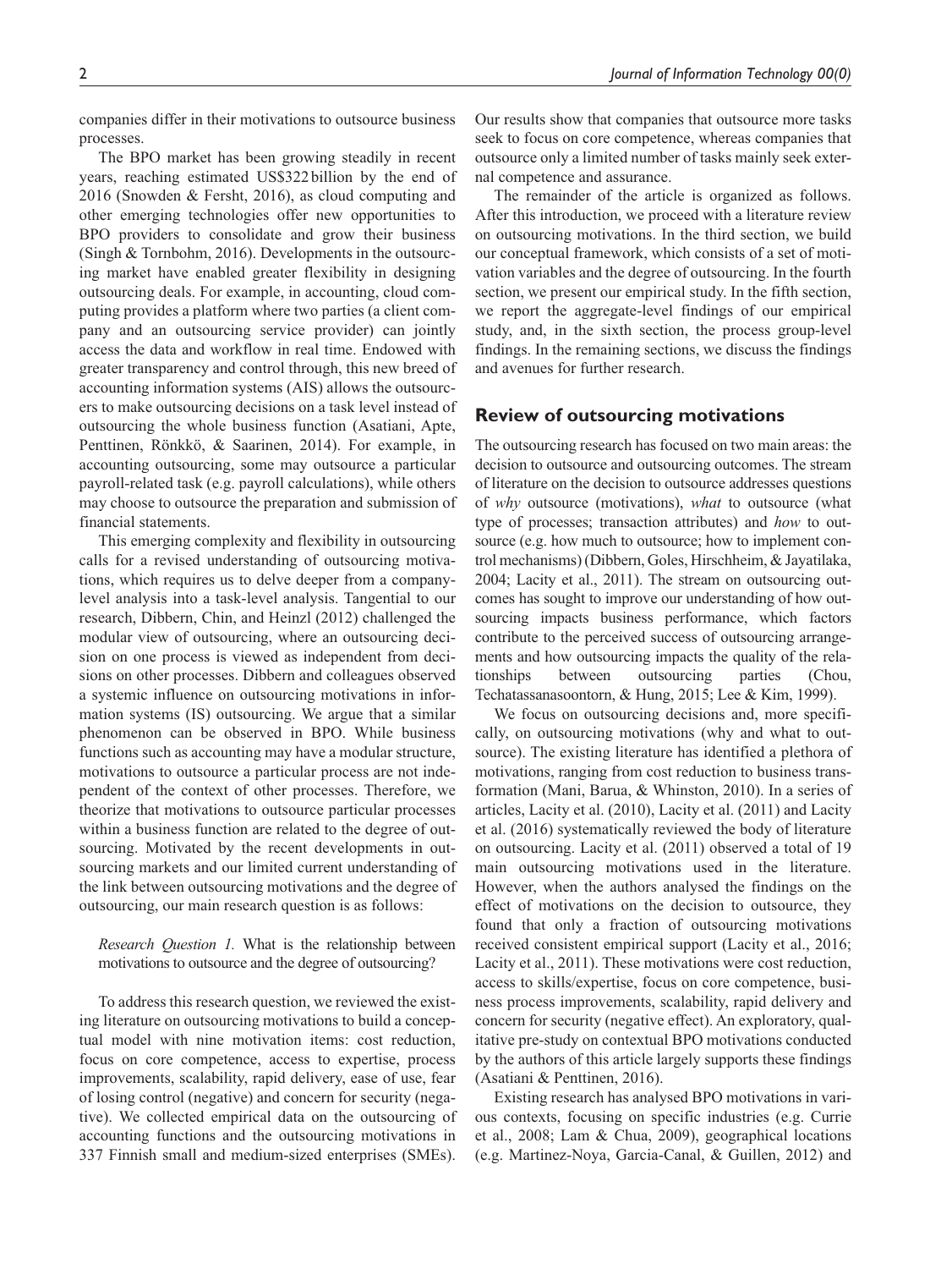companies differ in their motivations to outsource business processes.

The BPO market has been growing steadily in recent years, reaching estimated US$322 billion by the end of 2016 (Snowden & Fersht, 2016), as cloud computing and other emerging technologies offer new opportunities to BPO providers to consolidate and grow their business (Singh & Tornbohm, 2016). Developments in the outsourcing market have enabled greater flexibility in designing outsourcing deals. For example, in accounting, cloud computing provides a platform where two parties (a client company and an outsourcing service provider) can jointly access the data and workflow in real time. Endowed with greater transparency and control through, this new breed of accounting information systems (AIS) allows the outsourcers to make outsourcing decisions on a task level instead of outsourcing the whole business function (Asatiani, Apte, Penttinen, Rönkkö, & Saarinen, 2014). For example, in accounting outsourcing, some may outsource a particular payroll-related task (e.g. payroll calculations), while others may choose to outsource the preparation and submission of financial statements.

This emerging complexity and flexibility in outsourcing calls for a revised understanding of outsourcing motivations, which requires us to delve deeper from a company-level analysis into a task-level analysis. Tangential to our research, Dibbern, Chin, and Heinzl (2012) challenged the modular view of outsourcing, where an outsourcing decision on one process is viewed as independent from decisions on other processes. Dibbern and colleagues observed a systemic influence on outsourcing motivations in information systems (IS) outsourcing. We argue that a similar phenomenon can be observed in BPO. While business functions such as accounting may have a modular structure, motivations to outsource a particular process are not independent of the context of other processes. Therefore, we theorize that motivations to outsource particular processes within a business function are related to the degree of outsourcing. Motivated by the recent developments in outsourcing markets and our limited current understanding of the link between outsourcing motivations and the degree of outsourcing, our main research question is as follows:

*Research Question 1.* What is the relationship between motivations to outsource and the degree of outsourcing?

To address this research question, we reviewed the existing literature on outsourcing motivations to build a conceptual model with nine motivation items: cost reduction, focus on core competence, access to expertise, process improvements, scalability, rapid delivery, ease of use, fear of losing control (negative) and concern for security (negative). We collected empirical data on the outsourcing of accounting functions and the outsourcing motivations in 337 Finnish small and medium-sized enterprises (SMEs). Our results show that companies that outsource more tasks seek to focus on core competence, whereas companies that outsource only a limited number of tasks mainly seek external competence and assurance.

The remainder of the article is organized as follows. After this introduction, we proceed with a literature review on outsourcing motivations. In the third section, we build our conceptual framework, which consists of a set of motivation variables and the degree of outsourcing. In the fourth section, we present our empirical study. In the fifth section, we report the aggregate-level findings of our empirical study, and, in the sixth section, the process group-level findings. In the remaining sections, we discuss the findings and avenues for further research.

## Review of outsourcing motivations

The outsourcing research has focused on two main areas: the decision to outsource and outsourcing outcomes. The stream of literature on the decision to outsource addresses questions of *why* outsource (motivations), *what* to outsource (what type of processes; transaction attributes) and *how* to outsource (e.g. how much to outsource; how to implement control mechanisms) (Dibbern, Goles, Hirschheim, & Jayatilaka, 2004; Lacity et al., 2011). The stream on outsourcing outcomes has sought to improve our understanding of how outsourcing impacts business performance, which factors contribute to the perceived success of outsourcing arrangements and how outsourcing impacts the quality of the relationships between outsourcing parties (Chou, Techatassanasoontorn, & Hung, 2015; Lee & Kim, 1999).

We focus on outsourcing decisions and, more specifically, on outsourcing motivations (why and what to outsource). The existing literature has identified a plethora of motivations, ranging from cost reduction to business transformation (Mani, Barua, & Whinston, 2010). In a series of articles, Lacity et al. (2010), Lacity et al. (2011) and Lacity et al. (2016) systematically reviewed the body of literature on outsourcing. Lacity et al. (2011) observed a total of 19 main outsourcing motivations used in the literature. However, when the authors analysed the findings on the effect of motivations on the decision to outsource, they found that only a fraction of outsourcing motivations received consistent empirical support (Lacity et al., 2016; Lacity et al., 2011). These motivations were cost reduction, access to skills/expertise, focus on core competence, business process improvements, scalability, rapid delivery and concern for security (negative effect). An exploratory, qualitative pre-study on contextual BPO motivations conducted by the authors of this article largely supports these findings (Asatiani & Penttinen, 2016).

Existing research has analysed BPO motivations in various contexts, focusing on specific industries (e.g. Currie et al., 2008; Lam & Chua, 2009), geographical locations (e.g. Martinez-Noya, Garcia-Canal, & Guillen, 2012) and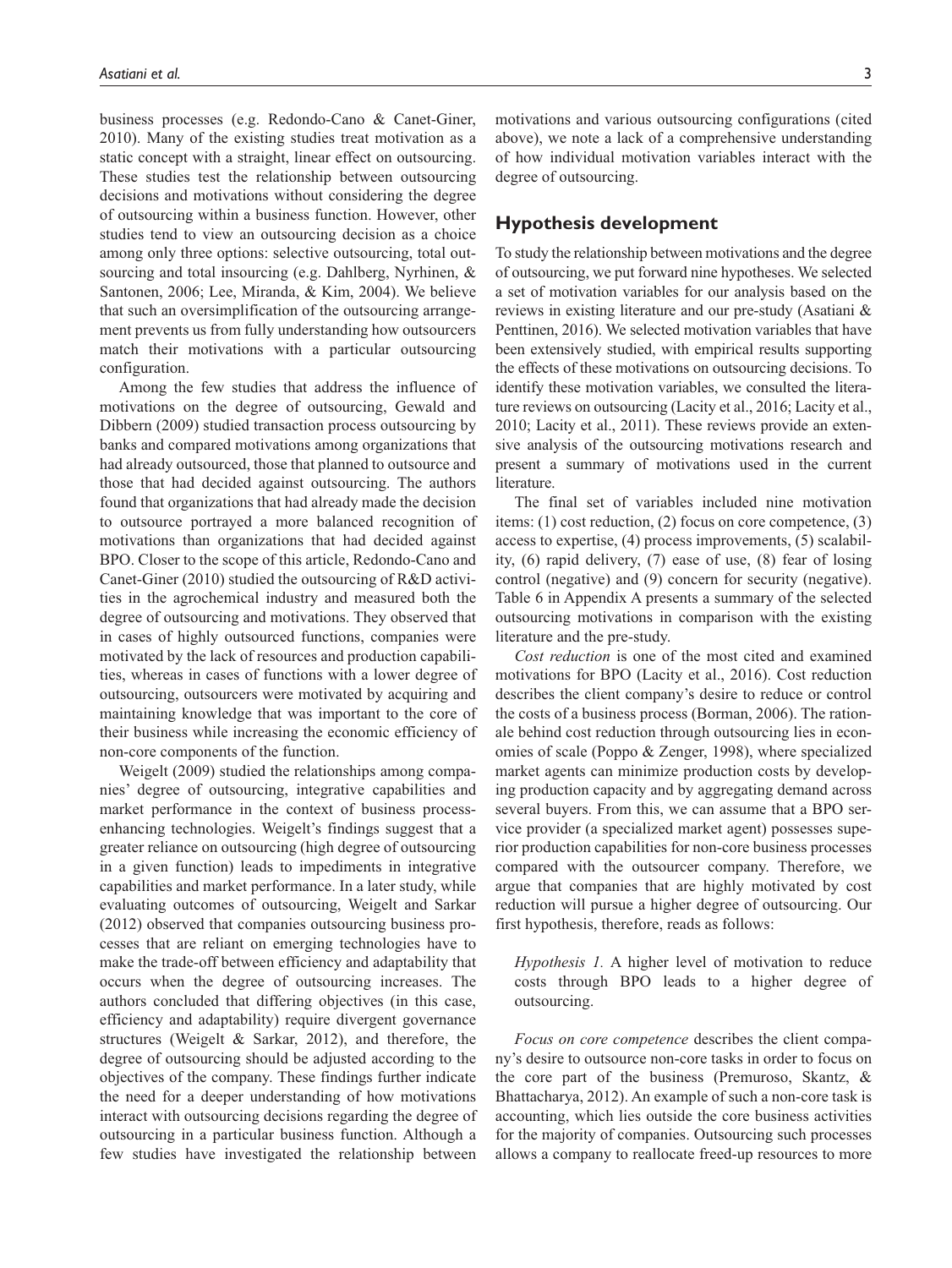business processes (e.g. Redondo-Cano & Canet-Giner, 2010). Many of the existing studies treat motivation as a static concept with a straight, linear effect on outsourcing. These studies test the relationship between outsourcing decisions and motivations without considering the degree of outsourcing within a business function. However, other studies tend to view an outsourcing decision as a choice among only three options: selective outsourcing, total outsourcing and total insourcing (e.g. Dahlberg, Nyrhinen, & Santonen, 2006; Lee, Miranda, & Kim, 2004). We believe that such an oversimplification of the outsourcing arrangement prevents us from fully understanding how outsourcers match their motivations with a particular outsourcing configuration.

Among the few studies that address the influence of motivations on the degree of outsourcing, Gewald and Dibbern (2009) studied transaction process outsourcing by banks and compared motivations among organizations that had already outsourced, those that planned to outsource and those that had decided against outsourcing. The authors found that organizations that had already made the decision to outsource portrayed a more balanced recognition of motivations than organizations that had decided against BPO. Closer to the scope of this article, Redondo-Cano and Canet-Giner (2010) studied the outsourcing of R&D activities in the agrochemical industry and measured both the degree of outsourcing and motivations. They observed that in cases of highly outsourced functions, companies were motivated by the lack of resources and production capabilities, whereas in cases of functions with a lower degree of outsourcing, outsourcers were motivated by acquiring and maintaining knowledge that was important to the core of their business while increasing the economic efficiency of non-core components of the function.

Weigelt (2009) studied the relationships among companies' degree of outsourcing, integrative capabilities and market performance in the context of business process-enhancing technologies. Weigelt's findings suggest that a greater reliance on outsourcing (high degree of outsourcing in a given function) leads to impediments in integrative capabilities and market performance. In a later study, while evaluating outcomes of outsourcing, Weigelt and Sarkar (2012) observed that companies outsourcing business processes that are reliant on emerging technologies have to make the trade-off between efficiency and adaptability that occurs when the degree of outsourcing increases. The authors concluded that differing objectives (in this case, efficiency and adaptability) require divergent governance structures (Weigelt & Sarkar, 2012), and therefore, the degree of outsourcing should be adjusted according to the objectives of the company. These findings further indicate the need for a deeper understanding of how motivations interact with outsourcing decisions regarding the degree of outsourcing in a particular business function. Although a few studies have investigated the relationship between motivations and various outsourcing configurations (cited above), we note a lack of a comprehensive understanding of how individual motivation variables interact with the degree of outsourcing.

## Hypothesis development

To study the relationship between motivations and the degree of outsourcing, we put forward nine hypotheses. We selected a set of motivation variables for our analysis based on the reviews in existing literature and our pre-study (Asatiani & Penttinen, 2016). We selected motivation variables that have been extensively studied, with empirical results supporting the effects of these motivations on outsourcing decisions. To identify these motivation variables, we consulted the literature reviews on outsourcing (Lacity et al., 2016; Lacity et al., 2010; Lacity et al., 2011). These reviews provide an extensive analysis of the outsourcing motivations research and present a summary of motivations used in the current literature.

The final set of variables included nine motivation items: (1) cost reduction, (2) focus on core competence, (3) access to expertise, (4) process improvements, (5) scalability, (6) rapid delivery, (7) ease of use, (8) fear of losing control (negative) and (9) concern for security (negative). Table 6 in Appendix A presents a summary of the selected outsourcing motivations in comparison with the existing literature and the pre-study.

*Cost reduction* is one of the most cited and examined motivations for BPO (Lacity et al., 2016). Cost reduction describes the client company's desire to reduce or control the costs of a business process (Borman, 2006). The rationale behind cost reduction through outsourcing lies in economies of scale (Poppo & Zenger, 1998), where specialized market agents can minimize production costs by developing production capacity and by aggregating demand across several buyers. From this, we can assume that a BPO service provider (a specialized market agent) possesses superior production capabilities for non-core business processes compared with the outsourcer company. Therefore, we argue that companies that are highly motivated by cost reduction will pursue a higher degree of outsourcing. Our first hypothesis, therefore, reads as follows:

*Hypothesis 1.* A higher level of motivation to reduce costs through BPO leads to a higher degree of outsourcing.

*Focus on core competence* describes the client company's desire to outsource non-core tasks in order to focus on the core part of the business (Premuroso, Skantz, & Bhattacharya, 2012). An example of such a non-core task is accounting, which lies outside the core business activities for the majority of companies. Outsourcing such processes allows a company to reallocate freed-up resources to more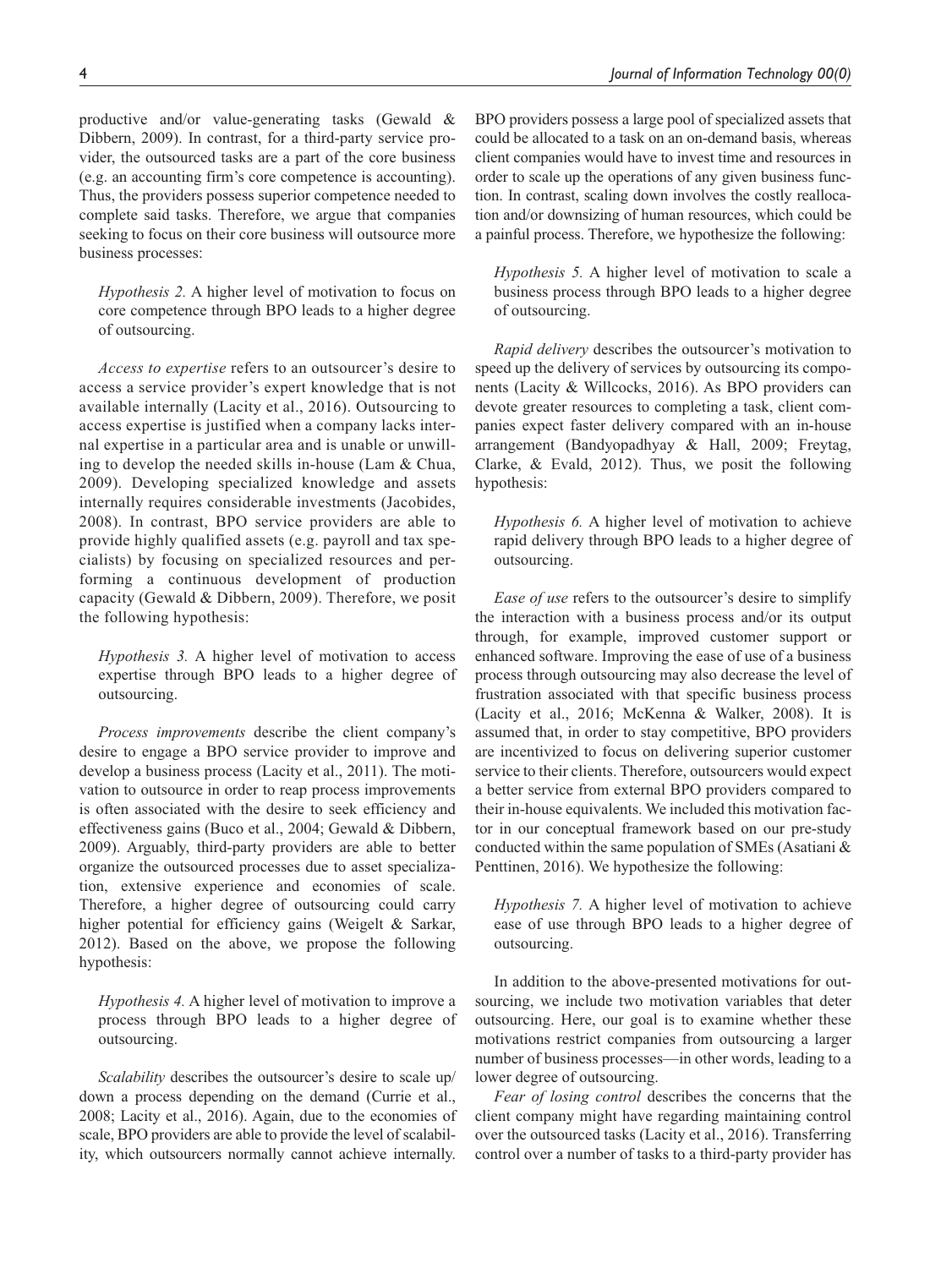productive and/or value-generating tasks (Gewald & Dibbern, 2009). In contrast, for a third-party service provider, the outsourced tasks are a part of the core business (e.g. an accounting firm's core competence is accounting). Thus, the providers possess superior competence needed to complete said tasks. Therefore, we argue that companies seeking to focus on their core business will outsource more business processes:

> *Hypothesis 2.* A higher level of motivation to focus on core competence through BPO leads to a higher degree of outsourcing.

*Access to expertise* refers to an outsourcer's desire to access a service provider's expert knowledge that is not available internally (Lacity et al., 2016). Outsourcing to access expertise is justified when a company lacks internal expertise in a particular area and is unable or unwilling to develop the needed skills in-house (Lam & Chua, 2009). Developing specialized knowledge and assets internally requires considerable investments (Jacobides, 2008). In contrast, BPO service providers are able to provide highly qualified assets (e.g. payroll and tax specialists) by focusing on specialized resources and performing a continuous development of production capacity (Gewald & Dibbern, 2009). Therefore, we posit the following hypothesis:

> *Hypothesis 3.* A higher level of motivation to access expertise through BPO leads to a higher degree of outsourcing.

*Process improvements* describe the client company's desire to engage a BPO service provider to improve and develop a business process (Lacity et al., 2011). The motivation to outsource in order to reap process improvements is often associated with the desire to seek efficiency and effectiveness gains (Buco et al., 2004; Gewald & Dibbern, 2009). Arguably, third-party providers are able to better organize the outsourced processes due to asset specialization, extensive experience and economies of scale. Therefore, a higher degree of outsourcing could carry higher potential for efficiency gains (Weigelt & Sarkar, 2012). Based on the above, we propose the following hypothesis:

> *Hypothesis 4.* A higher level of motivation to improve a process through BPO leads to a higher degree of outsourcing.

*Scalability* describes the outsourcer's desire to scale up/down a process depending on the demand (Currie et al., 2008; Lacity et al., 2016). Again, due to the economies of scale, BPO providers are able to provide the level of scalability, which outsourcers normally cannot achieve internally. BPO providers possess a large pool of specialized assets that could be allocated to a task on an on-demand basis, whereas client companies would have to invest time and resources in order to scale up the operations of any given business function. In contrast, scaling down involves the costly reallocation and/or downsizing of human resources, which could be a painful process. Therefore, we hypothesize the following:

> *Hypothesis 5.* A higher level of motivation to scale a business process through BPO leads to a higher degree of outsourcing.

*Rapid delivery* describes the outsourcer's motivation to speed up the delivery of services by outsourcing its components (Lacity & Willcocks, 2016). As BPO providers can devote greater resources to completing a task, client companies expect faster delivery compared with an in-house arrangement (Bandyopadhyay & Hall, 2009; Freytag, Clarke, & Evald, 2012). Thus, we posit the following hypothesis:

> *Hypothesis 6.* A higher level of motivation to achieve rapid delivery through BPO leads to a higher degree of outsourcing.

*Ease of use* refers to the outsourcer's desire to simplify the interaction with a business process and/or its output through, for example, improved customer support or enhanced software. Improving the ease of use of a business process through outsourcing may also decrease the level of frustration associated with that specific business process (Lacity et al., 2016; McKenna & Walker, 2008). It is assumed that, in order to stay competitive, BPO providers are incentivized to focus on delivering superior customer service to their clients. Therefore, outsourcers would expect a better service from external BPO providers compared to their in-house equivalents. We included this motivation factor in our conceptual framework based on our pre-study conducted within the same population of SMEs (Asatiani & Penttinen, 2016). We hypothesize the following:

> *Hypothesis 7.* A higher level of motivation to achieve ease of use through BPO leads to a higher degree of outsourcing.

In addition to the above-presented motivations for outsourcing, we include two motivation variables that deter outsourcing. Here, our goal is to examine whether these motivations restrict companies from outsourcing a larger number of business processes—in other words, leading to a lower degree of outsourcing.

*Fear of losing control* describes the concerns that the client company might have regarding maintaining control over the outsourced tasks (Lacity et al., 2016). Transferring control over a number of tasks to a third-party provider has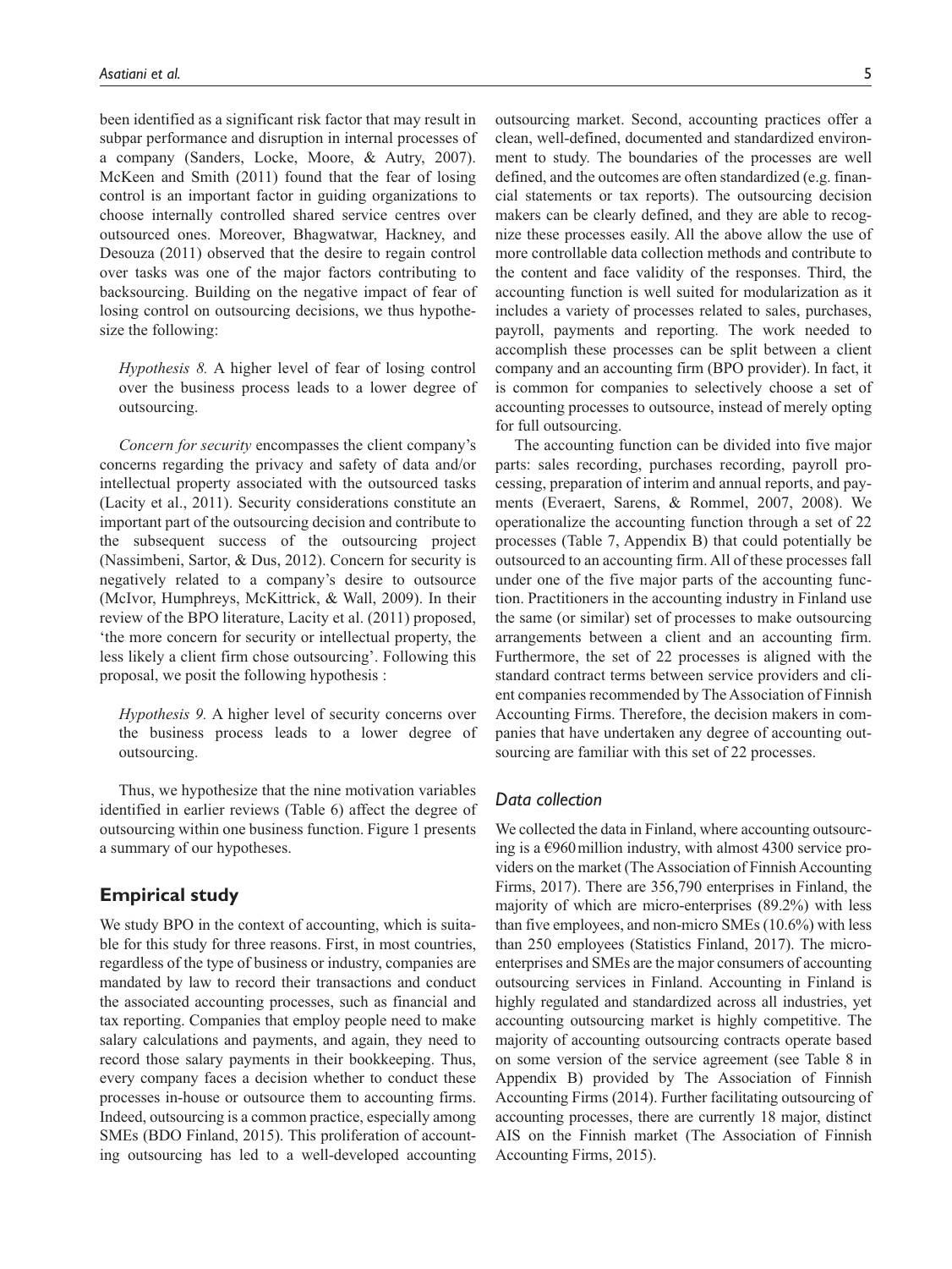been identified as a significant risk factor that may result in subpar performance and disruption in internal processes of a company (Sanders, Locke, Moore, & Autry, 2007). McKeen and Smith (2011) found that the fear of losing control is an important factor in guiding organizations to choose internally controlled shared service centres over outsourced ones. Moreover, Bhagwatwar, Hackney, and Desouza (2011) observed that the desire to regain control over tasks was one of the major factors contributing to backsourcing. Building on the negative impact of fear of losing control on outsourcing decisions, we thus hypothesize the following:

> *Hypothesis 8.* A higher level of fear of losing control over the business process leads to a lower degree of outsourcing.

*Concern for security* encompasses the client company's concerns regarding the privacy and safety of data and/or intellectual property associated with the outsourced tasks (Lacity et al., 2011). Security considerations constitute an important part of the outsourcing decision and contribute to the subsequent success of the outsourcing project (Nassimbeni, Sartor, & Dus, 2012). Concern for security is negatively related to a company's desire to outsource (McIvor, Humphreys, McKittrick, & Wall, 2009). In their review of the BPO literature, Lacity et al. (2011) proposed, 'the more concern for security or intellectual property, the less likely a client firm chose outsourcing'. Following this proposal, we posit the following hypothesis :

> *Hypothesis 9.* A higher level of security concerns over the business process leads to a lower degree of outsourcing.

Thus, we hypothesize that the nine motivation variables identified in earlier reviews (Table 6) affect the degree of outsourcing within one business function. Figure 1 presents a summary of our hypotheses.

## Empirical study

We study BPO in the context of accounting, which is suitable for this study for three reasons. First, in most countries, regardless of the type of business or industry, companies are mandated by law to record their transactions and conduct the associated accounting processes, such as financial and tax reporting. Companies that employ people need to make salary calculations and payments, and again, they need to record those salary payments in their bookkeeping. Thus, every company faces a decision whether to conduct these processes in-house or outsource them to accounting firms. Indeed, outsourcing is a common practice, especially among SMEs (BDO Finland, 2015). This proliferation of accounting outsourcing has led to a well-developed accounting outsourcing market. Second, accounting practices offer a clean, well-defined, documented and standardized environment to study. The boundaries of the processes are well defined, and the outcomes are often standardized (e.g. financial statements or tax reports). The outsourcing decision makers can be clearly defined, and they are able to recognize these processes easily. All the above allow the use of more controllable data collection methods and contribute to the content and face validity of the responses. Third, the accounting function is well suited for modularization as it includes a variety of processes related to sales, purchases, payroll, payments and reporting. The work needed to accomplish these processes can be split between a client company and an accounting firm (BPO provider). In fact, it is common for companies to selectively choose a set of accounting processes to outsource, instead of merely opting for full outsourcing.

The accounting function can be divided into five major parts: sales recording, purchases recording, payroll processing, preparation of interim and annual reports, and payments (Everaert, Sarens, & Rommel, 2007, 2008). We operationalize the accounting function through a set of 22 processes (Table 7, Appendix B) that could potentially be outsourced to an accounting firm. All of these processes fall under one of the five major parts of the accounting function. Practitioners in the accounting industry in Finland use the same (or similar) set of processes to make outsourcing arrangements between a client and an accounting firm. Furthermore, the set of 22 processes is aligned with the standard contract terms between service providers and client companies recommended by The Association of Finnish Accounting Firms. Therefore, the decision makers in companies that have undertaken any degree of accounting outsourcing are familiar with this set of 22 processes.

### Data collection

We collected the data in Finland, where accounting outsourcing is a €960 million industry, with almost 4300 service providers on the market (The Association of Finnish Accounting Firms, 2017). There are 356,790 enterprises in Finland, the majority of which are micro-enterprises (89.2%) with less than five employees, and non-micro SMEs (10.6%) with less than 250 employees (Statistics Finland, 2017). The micro-enterprises and SMEs are the major consumers of accounting outsourcing services in Finland. Accounting in Finland is highly regulated and standardized across all industries, yet accounting outsourcing market is highly competitive. The majority of accounting outsourcing contracts operate based on some version of the service agreement (see Table 8 in Appendix B) provided by The Association of Finnish Accounting Firms (2014). Further facilitating outsourcing of accounting processes, there are currently 18 major, distinct AIS on the Finnish market (The Association of Finnish Accounting Firms, 2015).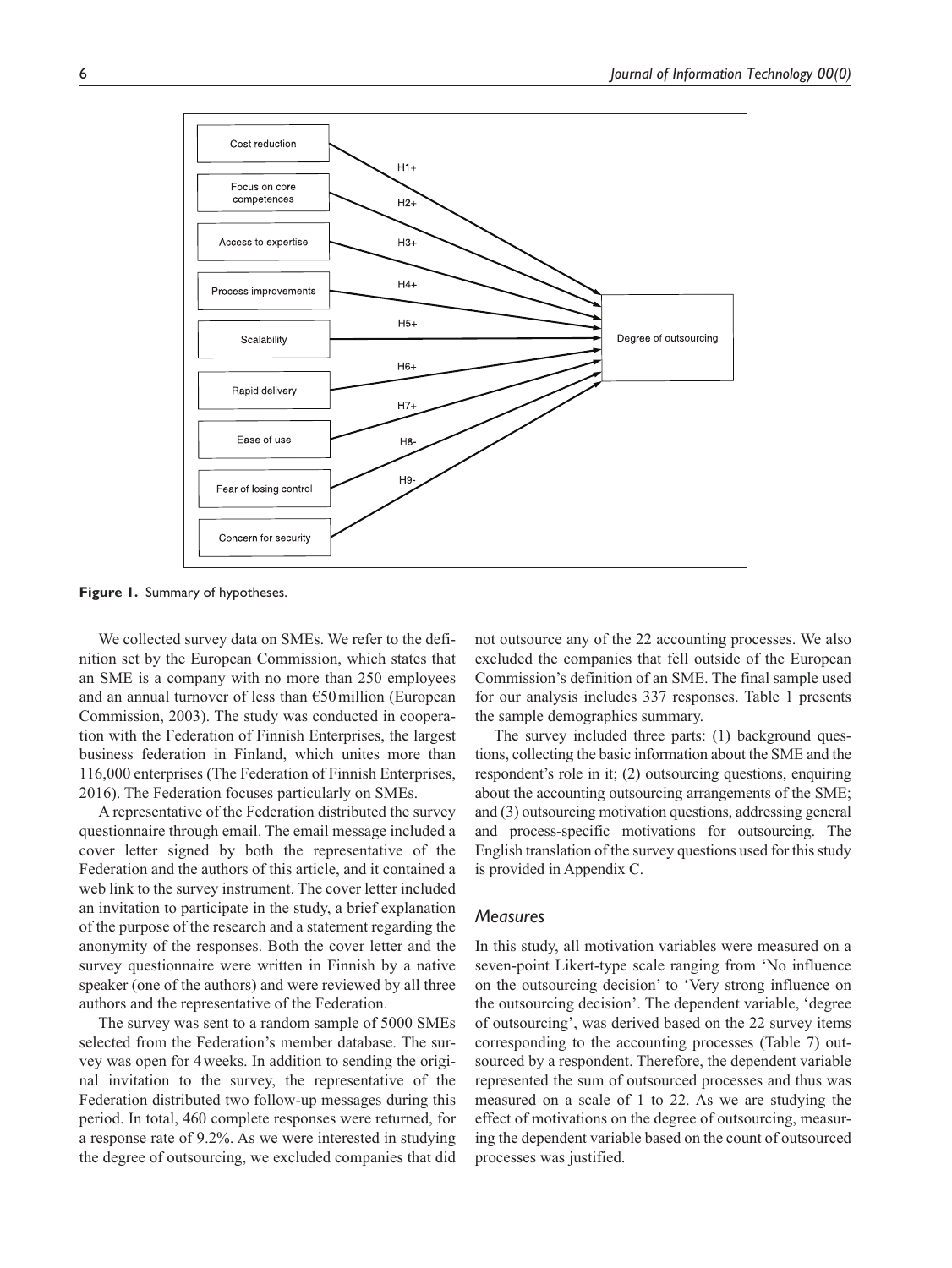Cost reduction

Focus on core competences

Access to expertise

Process improvements

Scalability

Rapid delivery

Ease of use

Fear of losing control

Concern for security

H1+ H2+ H3+ H4+ H5+ H6+ H7+ H8- H9-

Degree of outsourcing

**Figure 1.** Summary of hypotheses.

We collected survey data on SMEs. We refer to the definition set by the European Commission, which states that an SME is a company with no more than 250 employees and an annual turnover of less than €50 million (European Commission, 2003). The study was conducted in cooperation with the Federation of Finnish Enterprises, the largest business federation in Finland, which unites more than 116,000 enterprises (The Federation of Finnish Enterprises, 2016). The Federation focuses particularly on SMEs.

A representative of the Federation distributed the survey questionnaire through email. The email message included a cover letter signed by both the representative of the Federation and the authors of this article, and it contained a web link to the survey instrument. The cover letter included an invitation to participate in the study, a brief explanation of the purpose of the research and a statement regarding the anonymity of the responses. Both the cover letter and the survey questionnaire were written in Finnish by a native speaker (one of the authors) and were reviewed by all three authors and the representative of the Federation.

The survey was sent to a random sample of 5000 SMEs selected from the Federation's member database. The survey was open for 4 weeks. In addition to sending the original invitation to the survey, the representative of the Federation distributed two follow-up messages during this period. In total, 460 complete responses were returned, for a response rate of 9.2%. As we were interested in studying the degree of outsourcing, we excluded companies that did not outsource any of the 22 accounting processes. We also excluded the companies that fell outside of the European Commission's definition of an SME. The final sample used for our analysis includes 337 responses. Table 1 presents the sample demographics summary.

The survey included three parts: (1) background questions, collecting the basic information about the SME and the respondent's role in it; (2) outsourcing questions, enquiring about the accounting outsourcing arrangements of the SME; and (3) outsourcing motivation questions, addressing general and process-specific motivations for outsourcing. The English translation of the survey questions used for this study is provided in Appendix C.

### *Measures*

In this study, all motivation variables were measured on a seven-point Likert-type scale ranging from 'No influence on the outsourcing decision' to 'Very strong influence on the outsourcing decision'. The dependent variable, 'degree of outsourcing', was derived based on the 22 survey items corresponding to the accounting processes (Table 7) outsourced by a respondent. Therefore, the dependent variable represented the sum of outsourced processes and thus was measured on a scale of 1 to 22. As we are studying the effect of motivations on the degree of outsourcing, measuring the dependent variable based on the count of outsourced processes was justified.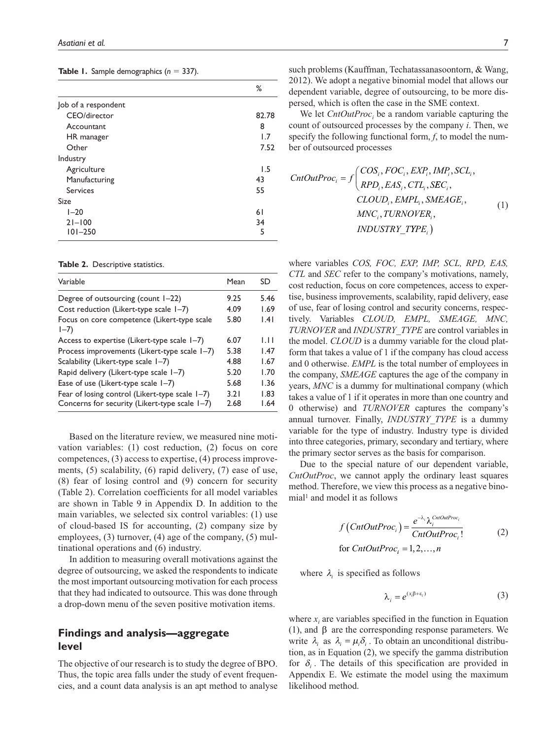**Table 1.** Sample demographics ($n$ = 337).

| | % |
|---|---|
| Job of a respondent | |
| CEO/director | 82.78 |
| Accountant | 8 |
| HR manager | 1.7 |
| Other | 7.52 |
| Industry | |
| Agriculture | 1.5 |
| Manufacturing | 43 |
| Services | 55 |
| Size | |
| 1–20 | 61 |
| 21–100 | 34 |
| 101–250 | 5 |

**Table 2.** Descriptive statistics.

| Variable | Mean | SD |
|---|---|---|
| Degree of outsourcing (count 1–22) | 9.25 | 5.46 |
| Cost reduction (Likert-type scale 1–7) | 4.09 | 1.69 |
| Focus on core competence (Likert-type scale 1–7) | 5.80 | 1.41 |
| Access to expertise (Likert-type scale 1–7) | 6.07 | 1.11 |
| Process improvements (Likert-type scale 1–7) | 5.38 | 1.47 |
| Scalability (Likert-type scale 1–7) | 4.88 | 1.67 |
| Rapid delivery (Likert-type scale 1–7) | 5.20 | 1.70 |
| Ease of use (Likert-type scale 1–7) | 5.68 | 1.36 |
| Fear of losing control (Likert-type scale 1–7) | 3.21 | 1.83 |
| Concerns for security (Likert-type scale 1–7) | 2.68 | 1.64 |

Based on the literature review, we measured nine motivation variables: (1) cost reduction, (2) focus on core competences, (3) access to expertise, (4) process improvements, (5) scalability, (6) rapid delivery, (7) ease of use, (8) fear of losing control and (9) concern for security (Table 2). Correlation coefficients for all model variables are shown in Table 9 in Appendix D. In addition to the main variables, we selected six control variables: (1) use of cloud-based IS for accounting, (2) company size by employees, (3) turnover, (4) age of the company, (5) multinational operations and (6) industry.

In addition to measuring overall motivations against the degree of outsourcing, we asked the respondents to indicate the most important outsourcing motivation for each process that they had indicated to outsource. This was done through a drop-down menu of the seven positive motivation items.

## Findings and analysis—aggregate level

The objective of our research is to study the degree of BPO. Thus, the topic area falls under the study of event frequencies, and a count data analysis is an apt method to analyse such problems (Kauffman, Techatassanasoontorn, & Wang, 2012). We adopt a negative binomial model that allows our dependent variable, degree of outsourcing, to be more dispersed, which is often the case in the SME context.

We let $CntOutProc_i$ be a random variable capturing the count of outsourced processes by the company $i$. Then, we specify the following functional form, $f$, to model the number of outsourced processes

$$CntOutProc_i = f\begin{pmatrix} COS_i, FOC_i, EXP_i, IMP_i, SCL_i, \\ RPD_i, EAS_i, CTL_i, SEC_i, \\ CLOUD_i, EMPL_i, SMEAGE_i, \\ MNC_i, TURNOVER_i, \\ INDUSTRY\_TYPE_i \end{pmatrix} \tag{1}$$

where variables *COS, FOC, EXP, IMP, SCL, RPD, EAS, CTL* and *SEC* refer to the company's motivations, namely, cost reduction, focus on core competences, access to expertise, business improvements, scalability, rapid delivery, ease of use, fear of losing control and security concerns, respectively. Variables *CLOUD, EMPL, SMEAGE, MNC, TURNOVER* and *INDUSTRY_TYPE* are control variables in the model. *CLOUD* is a dummy variable for the cloud platform that takes a value of 1 if the company has cloud access and 0 otherwise. *EMPL* is the total number of employees in the company, *SMEAGE* captures the age of the company in years, *MNC* is a dummy for multinational company (which takes a value of 1 if it operates in more than one country and 0 otherwise) and *TURNOVER* captures the company's annual turnover. Finally, *INDUSTRY_TYPE* is a dummy variable for the type of industry. Industry type is divided into three categories, primary, secondary and tertiary, where the primary sector serves as the basis for comparison.

Due to the special nature of our dependent variable, *CntOutProc*, we cannot apply the ordinary least squares method. Therefore, we view this process as a negative binomial[1] and model it as follows

$$f\left(CntOutProc_i\right) = \frac{e^{-\lambda_i}\lambda_i^{CntOutProc_i}}{CntOutProc_i!} \tag{2}$$
$$\text{for } CntOutProc_i = 1, 2, \ldots, n$$

where $\lambda_i$ is specified as follows

$$\lambda_i = e^{(x_i\beta + \varepsilon_i)} \tag{3}$$

where $x_i$ are variables specified in the function in Equation (1), and $\beta$ are the corresponding response parameters. We write $\lambda_i$ as $\lambda_i = \mu_i \delta_i$. To obtain an unconditional distribution, as in Equation (2), we specify the gamma distribution for $\delta_i$. The details of this specification are provided in Appendix E. We estimate the model using the maximum likelihood method.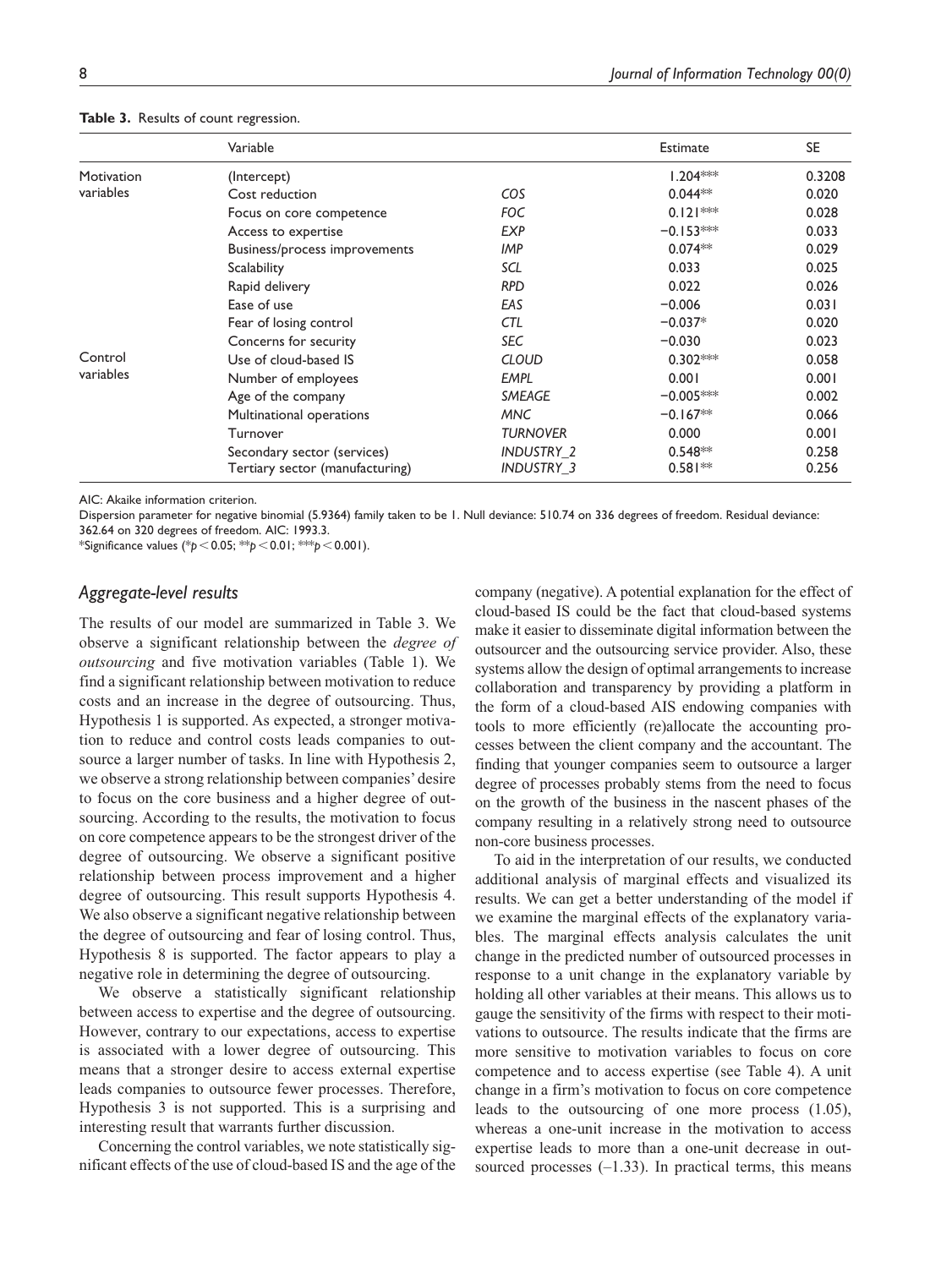**Table 3.** Results of count regression.

| | Variable | | Estimate | SE |
|---|---|---|---|---|
| Motivation variables | (Intercept) | | 1.204*** | 0.3208 |
| | Cost reduction | *COS* | 0.044** | 0.020 |
| | Focus on core competence | *FOC* | 0.121*** | 0.028 |
| | Access to expertise | *EXP* | −0.153*** | 0.033 |
| | Business/process improvements | *IMP* | 0.074** | 0.029 |
| | Scalability | *SCL* | 0.033 | 0.025 |
| | Rapid delivery | *RPD* | 0.022 | 0.026 |
| | Ease of use | *EAS* | −0.006 | 0.031 |
| | Fear of losing control | *CTL* | −0.037* | 0.020 |
| | Concerns for security | *SEC* | −0.030 | 0.023 |
| Control variables | Use of cloud-based IS | *CLOUD* | 0.302*** | 0.058 |
| | Number of employees | *EMPL* | 0.001 | 0.001 |
| | Age of the company | *SMEAGE* | −0.005*** | 0.002 |
| | Multinational operations | *MNC* | −0.167** | 0.066 |
| | Turnover | *TURNOVER* | 0.000 | 0.001 |
| | Secondary sector (services) | *INDUSTRY_2* | 0.548** | 0.258 |
| | Tertiary sector (manufacturing) | *INDUSTRY_3* | 0.581** | 0.256 |

AIC: Akaike information criterion.

Dispersion parameter for negative binomial (5.9364) family taken to be 1. Null deviance: 510.74 on 336 degrees of freedom. Residual deviance: 362.64 on 320 degrees of freedom. AIC: 1993.3.

*Significance values (*$p < 0.05$; **$p < 0.01$; ***$p < 0.001$).

## *Aggregate-level results*

The results of our model are summarized in Table 3. We observe a significant relationship between the *degree of outsourcing* and five motivation variables (Table 1). We find a significant relationship between motivation to reduce costs and an increase in the degree of outsourcing. Thus, Hypothesis 1 is supported. As expected, a stronger motivation to reduce and control costs leads companies to outsource a larger number of tasks. In line with Hypothesis 2, we observe a strong relationship between companies' desire to focus on the core business and a higher degree of outsourcing. According to the results, the motivation to focus on core competence appears to be the strongest driver of the degree of outsourcing. We observe a significant positive relationship between process improvement and a higher degree of outsourcing. This result supports Hypothesis 4. We also observe a significant negative relationship between the degree of outsourcing and fear of losing control. Thus, Hypothesis 8 is supported. The factor appears to play a negative role in determining the degree of outsourcing.

We observe a statistically significant relationship between access to expertise and the degree of outsourcing. However, contrary to our expectations, access to expertise is associated with a lower degree of outsourcing. This means that a stronger desire to access external expertise leads companies to outsource fewer processes. Therefore, Hypothesis 3 is not supported. This is a surprising and interesting result that warrants further discussion.

Concerning the control variables, we note statistically significant effects of the use of cloud-based IS and the age of the company (negative). A potential explanation for the effect of cloud-based IS could be the fact that cloud-based systems make it easier to disseminate digital information between the outsourcer and the outsourcing service provider. Also, these systems allow the design of optimal arrangements to increase collaboration and transparency by providing a platform in the form of a cloud-based AIS endowing companies with tools to more efficiently (re)allocate the accounting processes between the client company and the accountant. The finding that younger companies seem to outsource a larger degree of processes probably stems from the need to focus on the growth of the business in the nascent phases of the company resulting in a relatively strong need to outsource non-core business processes.

To aid in the interpretation of our results, we conducted additional analysis of marginal effects and visualized its results. We can get a better understanding of the model if we examine the marginal effects of the explanatory variables. The marginal effects analysis calculates the unit change in the predicted number of outsourced processes in response to a unit change in the explanatory variable by holding all other variables at their means. This allows us to gauge the sensitivity of the firms with respect to their motivations to outsource. The results indicate that the firms are more sensitive to motivation variables to focus on core competence and to access expertise (see Table 4). A unit change in a firm's motivation to focus on core competence leads to the outsourcing of one more process (1.05), whereas a one-unit increase in the motivation to access expertise leads to more than a one-unit decrease in outsourced processes (–1.33). In practical terms, this means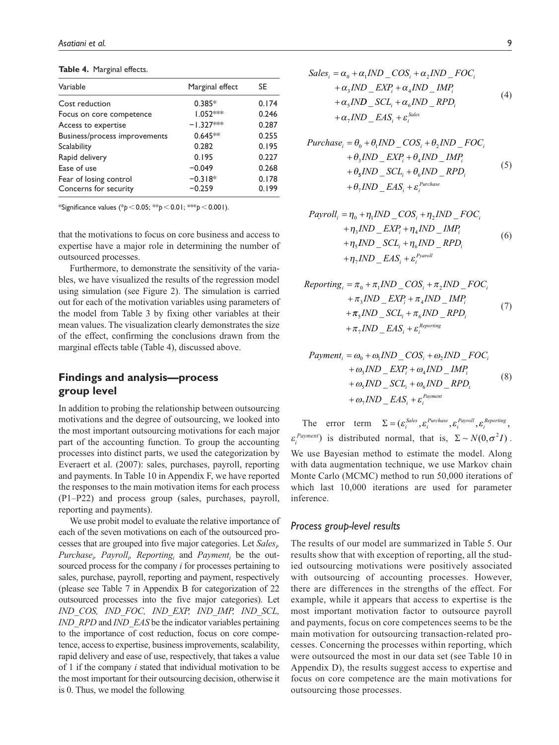**Table 4.** Marginal effects.

| Variable | Marginal effect | SE |
|---|---|---|
| Cost reduction | 0.385* | 0.174 |
| Focus on core competence | 1.052*** | 0.246 |
| Access to expertise | −1.327*** | 0.287 |
| Business/process improvements | 0.645** | 0.255 |
| Scalability | 0.282 | 0.195 |
| Rapid delivery | 0.195 | 0.227 |
| Ease of use | −0.049 | 0.268 |
| Fear of losing control | −0.318* | 0.178 |
| Concerns for security | −0.259 | 0.199 |

*Significance values (* $p < 0.05$; ** $p < 0.01$; *** $p < 0.001$).

that the motivations to focus on core business and access to expertise have a major role in determining the number of outsourced processes.

Furthermore, to demonstrate the sensitivity of the variables, we have visualized the results of the regression model using simulation (see Figure 2). The simulation is carried out for each of the motivation variables using parameters of the model from Table 3 by fixing other variables at their mean values. The visualization clearly demonstrates the size of the effect, confirming the conclusions drawn from the marginal effects table (Table 4), discussed above.

## Findings and analysis—process group level

In addition to probing the relationship between outsourcing motivations and the degree of outsourcing, we looked into the most important outsourcing motivations for each major part of the accounting function. To group the accounting processes into distinct parts, we used the categorization by Everaert et al. (2007): sales, purchases, payroll, reporting and payments. In Table 10 in Appendix F, we have reported the responses to the main motivation items for each process (P1–P22) and process group (sales, purchases, payroll, reporting and payments).

We use probit model to evaluate the relative importance of each of the seven motivations on each of the outsourced processes that are grouped into five major categories. Let $Sales_i$, $Purchase_i$, $Payroll_i$, $Reporting_i$ and $Payment_i$ be the outsourced process for the company *i* for processes pertaining to sales, purchase, payroll, reporting and payment, respectively (please see Table 7 in Appendix B for categorization of 22 outsourced processes into the five major categories). Let *IND_COS, IND_FOC, IND_EXP, IND_IMP, IND_SCL, IND_RPD* and *IND_EAS* be the indicator variables pertaining to the importance of cost reduction, focus on core competence, access to expertise, business improvements, scalability, rapid delivery and ease of use, respectively, that takes a value of 1 if the company *i* stated that individual motivation to be the most important for their outsourcing decision, otherwise it is 0. Thus, we model the following

$$
\begin{aligned}
Sales_i = {} & \alpha_0 + \alpha_1 IND\_COS_i + \alpha_2 IND\_FOC_i \\
& + \alpha_3 IND\_EXP_i + \alpha_4 IND\_IMP_i \\
& + \alpha_5 IND\_SCL_i + \alpha_6 IND\_RPD_i \\
& + \alpha_7 IND\_EAS_i + \varepsilon_i^{Sales}
\end{aligned} \tag{4}
$$

$$
\begin{aligned}
Purchase_i = {} & \theta_0 + \theta_1 IND\_COS_i + \theta_2 IND\_FOC_i \\
& + \theta_3 IND\_EXP_i + \theta_4 IND\_IMP_i \\
& + \theta_5 IND\_SCL_i + \theta_6 IND\_RPD_i \\
& + \theta_7 IND\_EAS_i + \varepsilon_i^{Purchase}
\end{aligned} \tag{5}
$$

$$
\begin{aligned}
Payroll_i = {} & \eta_0 + \eta_1 IND\_COS_i + \eta_2 IND\_FOC_i \\
& + \eta_3 IND\_EXP_i + \eta_4 IND\_IMP_i \\
& + \eta_5 IND\_SCL_i + \eta_6 IND\_RPD_i \\
& + \eta_7 IND\_EAS_i + \varepsilon_i^{Pyaroll}
\end{aligned} \tag{6}
$$

$$
\begin{aligned}
Reporting_i = {} & \pi_0 + \pi_1 IND\_COS_i + \pi_2 IND\_FOC_i \\
& + \pi_3 IND\_EXP_i + \pi_4 IND\_IMP_i \\
& + \pi_5 IND\_SCL_i + \pi_6 IND\_RPD_i \\
& + \pi_7 IND\_EAS_i + \varepsilon_i^{Reporting}
\end{aligned} \tag{7}
$$

$$
\begin{aligned}
Payment_i = {} & \omega_0 + \omega_1 IND\_COS_i + \omega_2 IND\_FOC_i \\
& + \omega_3 IND\_EXP_i + \omega_4 IND\_IMP_i \\
& + \omega_5 IND\_SCL_i + \omega_6 IND\_RPD_i \\
& + \omega_7 IND\_EAS_i + \varepsilon_i^{Payment}
\end{aligned} \tag{8}
$$

The error term $\Sigma = (\varepsilon_i^{Sales}, \varepsilon_i^{Purchase}, \varepsilon_i^{Payroll}, \varepsilon_i^{Reporting}, \varepsilon_i^{Payment})$ is distributed normal, that is, $\Sigma \sim N(0, \sigma^2 I)$. We use Bayesian method to estimate the model. Along with data augmentation technique, we use Markov chain Monte Carlo (MCMC) method to run 50,000 iterations of which last 10,000 iterations are used for parameter inference.

### Process group-level results

The results of our model are summarized in Table 5. Our results show that with exception of reporting, all the studied outsourcing motivations were positively associated with outsourcing of accounting processes. However, there are differences in the strengths of the effect. For example, while it appears that access to expertise is the most important motivation factor to outsource payroll and payments, focus on core competences seems to be the main motivation for outsourcing transaction-related processes. Concerning the processes within reporting, which were outsourced the most in our data set (see Table 10 in Appendix D), the results suggest access to expertise and focus on core competence are the main motivations for outsourcing those processes.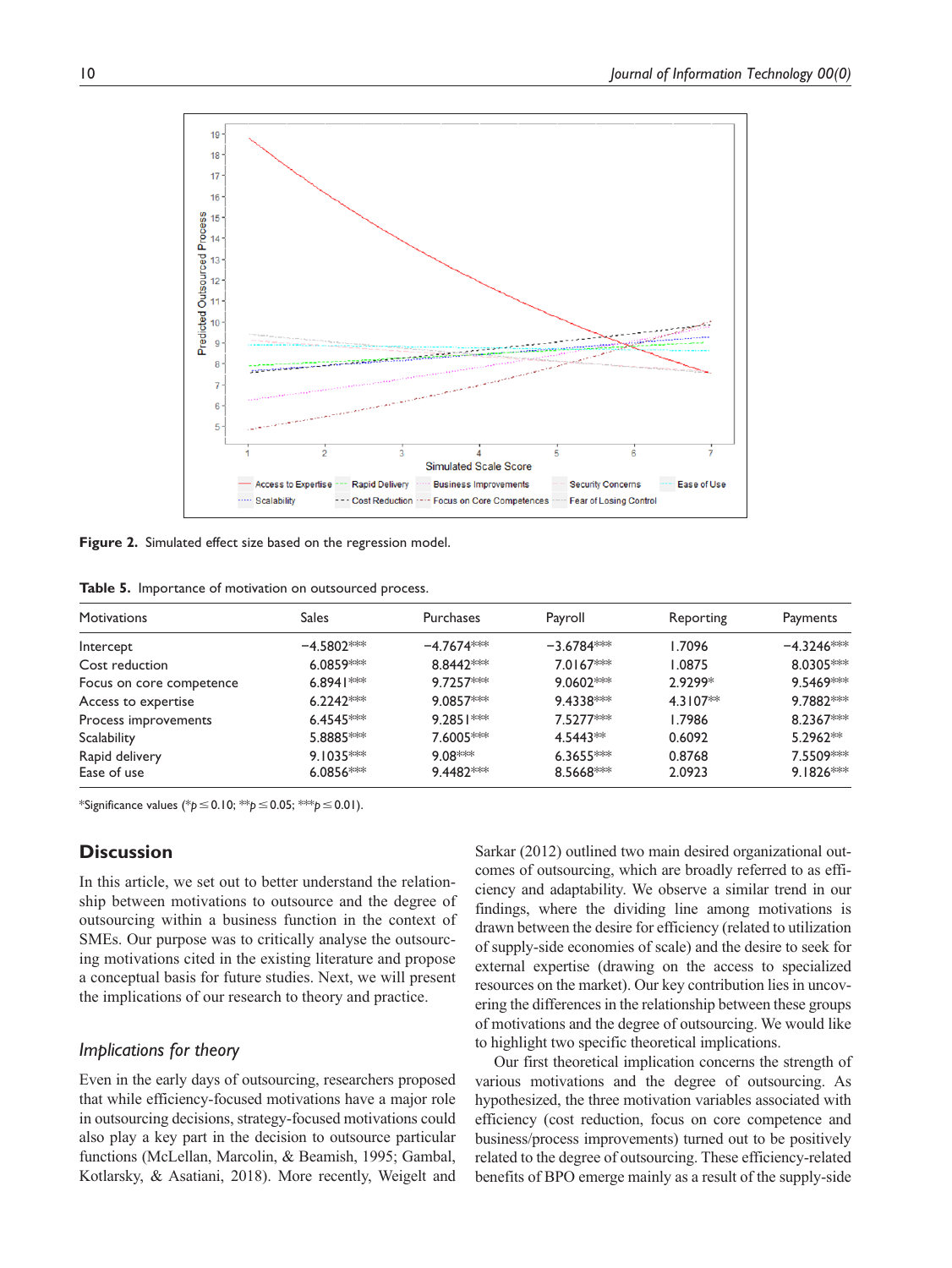Figure 2. Simulated effect size based on the regression model.

**Table 5.** Importance of motivation on outsourced process.

| Motivations | Sales | Purchases | Payroll | Reporting | Payments |
|---|---|---|---|---|---|
| Intercept | −4.5802*** | −4.7674*** | −3.6784*** | 1.7096 | −4.3246*** |
| Cost reduction | 6.0859*** | 8.8442*** | 7.0167*** | 1.0875 | 8.0305*** |
| Focus on core competence | 6.8941*** | 9.7257*** | 9.0602*** | 2.9299* | 9.5469*** |
| Access to expertise | 6.2242*** | 9.0857*** | 9.4338*** | 4.3107** | 9.7882*** |
| Process improvements | 6.4545*** | 9.2851*** | 7.5277*** | 1.7986 | 8.2367*** |
| Scalability | 5.8885*** | 7.6005*** | 4.5443** | 0.6092 | 5.2962** |
| Rapid delivery | 9.1035*** | 9.08*** | 6.3655*** | 0.8768 | 7.5509*** |
| Ease of use | 6.0856*** | 9.4482*** | 8.5668*** | 2.0923 | 9.1826*** |

*Significance values (*$p \leq 0.10$; **$p \leq 0.05$; ***$p \leq 0.01$).

## Discussion

In this article, we set out to better understand the relationship between motivations to outsource and the degree of outsourcing within a business function in the context of SMEs. Our purpose was to critically analyse the outsourcing motivations cited in the existing literature and propose a conceptual basis for future studies. Next, we will present the implications of our research to theory and practice.

### *Implications for theory*

Even in the early days of outsourcing, researchers proposed that while efficiency-focused motivations have a major role in outsourcing decisions, strategy-focused motivations could also play a key part in the decision to outsource particular functions (McLellan, Marcolin, & Beamish, 1995; Gambal, Kotlarsky, & Asatiani, 2018). More recently, Weigelt and Sarkar (2012) outlined two main desired organizational outcomes of outsourcing, which are broadly referred to as efficiency and adaptability. We observe a similar trend in our findings, where the dividing line among motivations is drawn between the desire for efficiency (related to utilization of supply-side economies of scale) and the desire to seek for external expertise (drawing on the access to specialized resources on the market). Our key contribution lies in uncovering the differences in the relationship between these groups of motivations and the degree of outsourcing. We would like to highlight two specific theoretical implications.

Our first theoretical implication concerns the strength of various motivations and the degree of outsourcing. As hypothesized, the three motivation variables associated with efficiency (cost reduction, focus on core competence and business/process improvements) turned out to be positively related to the degree of outsourcing. These efficiency-related benefits of BPO emerge mainly as a result of the supply-side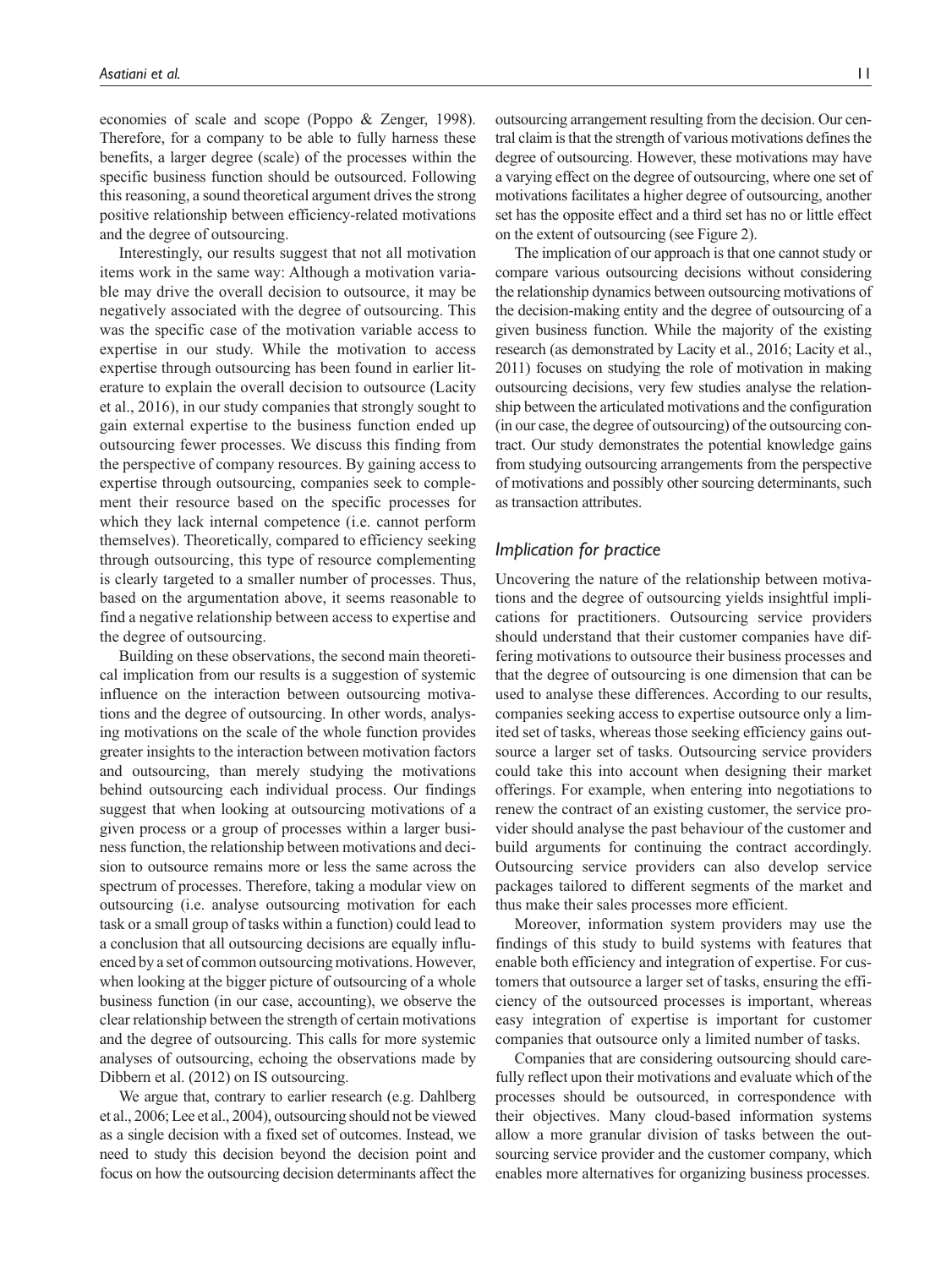economies of scale and scope (Poppo & Zenger, 1998). Therefore, for a company to be able to fully harness these benefits, a larger degree (scale) of the processes within the specific business function should be outsourced. Following this reasoning, a sound theoretical argument drives the strong positive relationship between efficiency-related motivations and the degree of outsourcing.

Interestingly, our results suggest that not all motivation items work in the same way: Although a motivation variable may drive the overall decision to outsource, it may be negatively associated with the degree of outsourcing. This was the specific case of the motivation variable access to expertise in our study. While the motivation to access expertise through outsourcing has been found in earlier literature to explain the overall decision to outsource (Lacity et al., 2016), in our study companies that strongly sought to gain external expertise to the business function ended up outsourcing fewer processes. We discuss this finding from the perspective of company resources. By gaining access to expertise through outsourcing, companies seek to complement their resource based on the specific processes for which they lack internal competence (i.e. cannot perform themselves). Theoretically, compared to efficiency seeking through outsourcing, this type of resource complementing is clearly targeted to a smaller number of processes. Thus, based on the argumentation above, it seems reasonable to find a negative relationship between access to expertise and the degree of outsourcing.

Building on these observations, the second main theoretical implication from our results is a suggestion of systemic influence on the interaction between outsourcing motivations and the degree of outsourcing. In other words, analysing motivations on the scale of the whole function provides greater insights to the interaction between motivation factors and outsourcing, than merely studying the motivations behind outsourcing each individual process. Our findings suggest that when looking at outsourcing motivations of a given process or a group of processes within a larger business function, the relationship between motivations and decision to outsource remains more or less the same across the spectrum of processes. Therefore, taking a modular view on outsourcing (i.e. analyse outsourcing motivation for each task or a small group of tasks within a function) could lead to a conclusion that all outsourcing decisions are equally influenced by a set of common outsourcing motivations. However, when looking at the bigger picture of outsourcing of a whole business function (in our case, accounting), we observe the clear relationship between the strength of certain motivations and the degree of outsourcing. This calls for more systemic analyses of outsourcing, echoing the observations made by Dibbern et al. (2012) on IS outsourcing.

We argue that, contrary to earlier research (e.g. Dahlberg et al., 2006; Lee et al., 2004), outsourcing should not be viewed as a single decision with a fixed set of outcomes. Instead, we need to study this decision beyond the decision point and focus on how the outsourcing decision determinants affect the outsourcing arrangement resulting from the decision. Our central claim is that the strength of various motivations defines the degree of outsourcing. However, these motivations may have a varying effect on the degree of outsourcing, where one set of motivations facilitates a higher degree of outsourcing, another set has the opposite effect and a third set has no or little effect on the extent of outsourcing (see Figure 2).

The implication of our approach is that one cannot study or compare various outsourcing decisions without considering the relationship dynamics between outsourcing motivations of the decision-making entity and the degree of outsourcing of a given business function. While the majority of the existing research (as demonstrated by Lacity et al., 2016; Lacity et al., 2011) focuses on studying the role of motivation in making outsourcing decisions, very few studies analyse the relationship between the articulated motivations and the configuration (in our case, the degree of outsourcing) of the outsourcing contract. Our study demonstrates the potential knowledge gains from studying outsourcing arrangements from the perspective of motivations and possibly other sourcing determinants, such as transaction attributes.

### *Implication for practice*

Uncovering the nature of the relationship between motivations and the degree of outsourcing yields insightful implications for practitioners. Outsourcing service providers should understand that their customer companies have differing motivations to outsource their business processes and that the degree of outsourcing is one dimension that can be used to analyse these differences. According to our results, companies seeking access to expertise outsource only a limited set of tasks, whereas those seeking efficiency gains outsource a larger set of tasks. Outsourcing service providers could take this into account when designing their market offerings. For example, when entering into negotiations to renew the contract of an existing customer, the service provider should analyse the past behaviour of the customer and build arguments for continuing the contract accordingly. Outsourcing service providers can also develop service packages tailored to different segments of the market and thus make their sales processes more efficient.

Moreover, information system providers may use the findings of this study to build systems with features that enable both efficiency and integration of expertise. For customers that outsource a larger set of tasks, ensuring the efficiency of the outsourced processes is important, whereas easy integration of expertise is important for customer companies that outsource only a limited number of tasks.

Companies that are considering outsourcing should carefully reflect upon their motivations and evaluate which of the processes should be outsourced, in correspondence with their objectives. Many cloud-based information systems allow a more granular division of tasks between the outsourcing service provider and the customer company, which enables more alternatives for organizing business processes.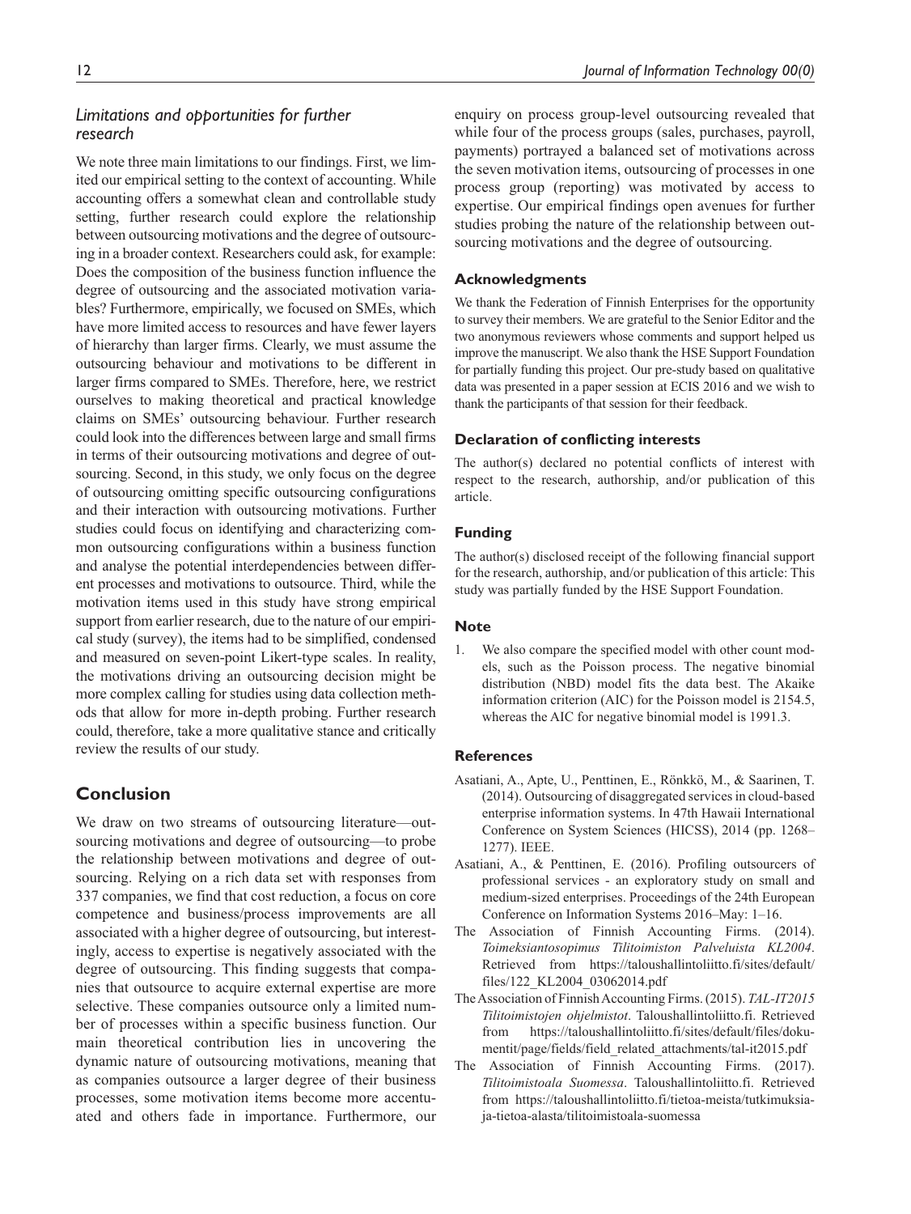### *Limitations and opportunities for further research*

We note three main limitations to our findings. First, we limited our empirical setting to the context of accounting. While accounting offers a somewhat clean and controllable study setting, further research could explore the relationship between outsourcing motivations and the degree of outsourcing in a broader context. Researchers could ask, for example: Does the composition of the business function influence the degree of outsourcing and the associated motivation variables? Furthermore, empirically, we focused on SMEs, which have more limited access to resources and have fewer layers of hierarchy than larger firms. Clearly, we must assume the outsourcing behaviour and motivations to be different in larger firms compared to SMEs. Therefore, here, we restrict ourselves to making theoretical and practical knowledge claims on SMEs' outsourcing behaviour. Further research could look into the differences between large and small firms in terms of their outsourcing motivations and degree of outsourcing. Second, in this study, we only focus on the degree of outsourcing omitting specific outsourcing configurations and their interaction with outsourcing motivations. Further studies could focus on identifying and characterizing common outsourcing configurations within a business function and analyse the potential interdependencies between different processes and motivations to outsource. Third, while the motivation items used in this study have strong empirical support from earlier research, due to the nature of our empirical study (survey), the items had to be simplified, condensed and measured on seven-point Likert-type scales. In reality, the motivations driving an outsourcing decision might be more complex calling for studies using data collection methods that allow for more in-depth probing. Further research could, therefore, take a more qualitative stance and critically review the results of our study.

## Conclusion

We draw on two streams of outsourcing literature—outsourcing motivations and degree of outsourcing—to probe the relationship between motivations and degree of outsourcing. Relying on a rich data set with responses from 337 companies, we find that cost reduction, a focus on core competence and business/process improvements are all associated with a higher degree of outsourcing, but interestingly, access to expertise is negatively associated with the degree of outsourcing. This finding suggests that companies that outsource to acquire external expertise are more selective. These companies outsource only a limited number of processes within a specific business function. Our main theoretical contribution lies in uncovering the dynamic nature of outsourcing motivations, meaning that as companies outsource a larger degree of their business processes, some motivation items become more accentuated and others fade in importance. Furthermore, our enquiry on process group-level outsourcing revealed that while four of the process groups (sales, purchases, payroll, payments) portrayed a balanced set of motivations across the seven motivation items, outsourcing of processes in one process group (reporting) was motivated by access to expertise. Our empirical findings open avenues for further studies probing the nature of the relationship between outsourcing motivations and the degree of outsourcing.

### Acknowledgments

We thank the Federation of Finnish Enterprises for the opportunity to survey their members. We are grateful to the Senior Editor and the two anonymous reviewers whose comments and support helped us improve the manuscript. We also thank the HSE Support Foundation for partially funding this project. Our pre-study based on qualitative data was presented in a paper session at ECIS 2016 and we wish to thank the participants of that session for their feedback.

### Declaration of conflicting interests

The author(s) declared no potential conflicts of interest with respect to the research, authorship, and/or publication of this article.

### Funding

The author(s) disclosed receipt of the following financial support for the research, authorship, and/or publication of this article: This study was partially funded by the HSE Support Foundation.

### Note

1. We also compare the specified model with other count models, such as the Poisson process. The negative binomial distribution (NBD) model fits the data best. The Akaike information criterion (AIC) for the Poisson model is 2154.5, whereas the AIC for negative binomial model is 1991.3.

### References

Asatiani, A., Apte, U., Penttinen, E., Rönkkö, M., & Saarinen, T. (2014). Outsourcing of disaggregated services in cloud-based enterprise information systems. In 47th Hawaii International Conference on System Sciences (HICSS), 2014 (pp. 1268–1277). IEEE.

Asatiani, A., & Penttinen, E. (2016). Profiling outsourcers of professional services - an exploratory study on small and medium-sized enterprises. Proceedings of the 24th European Conference on Information Systems 2016–May: 1–16.

The Association of Finnish Accounting Firms. (2014). *Toimeksiantosopimus Tilitoimiston Palveluista KL2004*. Retrieved from https://taloushallintoliitto.fi/sites/default/files/122_KL2004_03062014.pdf

The Association of Finnish Accounting Firms. (2015). *TAL-IT2015 Tilitoimistojen ohjelmistot*. Taloushallintoliitto.fi. Retrieved from https://taloushallintoliitto.fi/sites/default/files/dokumentit/page/fields/field_related_attachments/tal-it2015.pdf

The Association of Finnish Accounting Firms. (2017). *Tilitoimistoala Suomessa*. Taloushallintoliitto.fi. Retrieved from https://taloushallintoliitto.fi/tietoa-meista/tutkimuksia-ja-tietoa-alasta/tilitoimistoala-suomessa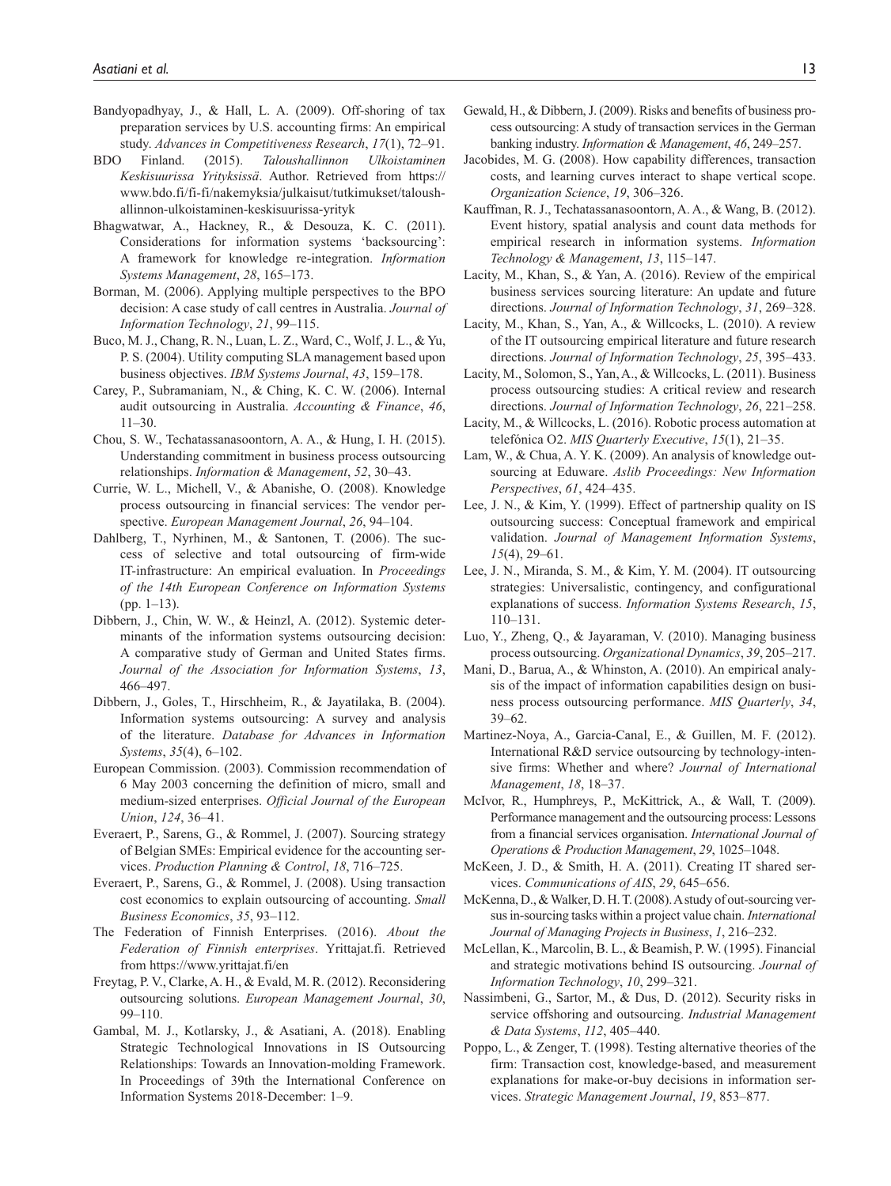Bandyopadhyay, J., & Hall, L. A. (2009). Off-shoring of tax preparation services by U.S. accounting firms: An empirical study. *Advances in Competitiveness Research*, *17*(1), 72–91.

BDO Finland. (2015). *Taloushallinnon Ulkoistaminen Keskisuurissa Yrityksissä*. Author. Retrieved from https://www.bdo.fi/fi-fi/nakemyksia/julkaisut/tutkimukset/taloushallinnon-ulkoistaminen-keskisuurissa-yrityk

Bhagwatwar, A., Hackney, R., & Desouza, K. C. (2011). Considerations for information systems 'backsourcing': A framework for knowledge re-integration. *Information Systems Management*, *28*, 165–173.

Borman, M. (2006). Applying multiple perspectives to the BPO decision: A case study of call centres in Australia. *Journal of Information Technology*, *21*, 99–115.

Buco, M. J., Chang, R. N., Luan, L. Z., Ward, C., Wolf, J. L., & Yu, P. S. (2004). Utility computing SLA management based upon business objectives. *IBM Systems Journal*, *43*, 159–178.

Carey, P., Subramaniam, N., & Ching, K. C. W. (2006). Internal audit outsourcing in Australia. *Accounting & Finance*, *46*, 11–30.

Chou, S. W., Techatassanasoontorn, A. A., & Hung, I. H. (2015). Understanding commitment in business process outsourcing relationships. *Information & Management*, *52*, 30–43.

Currie, W. L., Michell, V., & Abanishe, O. (2008). Knowledge process outsourcing in financial services: The vendor perspective. *European Management Journal*, *26*, 94–104.

Dahlberg, T., Nyrhinen, M., & Santonen, T. (2006). The success of selective and total outsourcing of firm-wide IT-infrastructure: An empirical evaluation. In *Proceedings of the 14th European Conference on Information Systems* (pp. 1–13).

Dibbern, J., Chin, W. W., & Heinzl, A. (2012). Systemic determinants of the information systems outsourcing decision: A comparative study of German and United States firms. *Journal of the Association for Information Systems*, *13*, 466–497.

Dibbern, J., Goles, T., Hirschheim, R., & Jayatilaka, B. (2004). Information systems outsourcing: A survey and analysis of the literature. *Database for Advances in Information Systems*, *35*(4), 6–102.

European Commission. (2003). Commission recommendation of 6 May 2003 concerning the definition of micro, small and medium-sized enterprises. *Official Journal of the European Union*, *124*, 36–41.

Everaert, P., Sarens, G., & Rommel, J. (2007). Sourcing strategy of Belgian SMEs: Empirical evidence for the accounting services. *Production Planning & Control*, *18*, 716–725.

Everaert, P., Sarens, G., & Rommel, J. (2008). Using transaction cost economics to explain outsourcing of accounting. *Small Business Economics*, *35*, 93–112.

The Federation of Finnish Enterprises. (2016). *About the Federation of Finnish enterprises*. Yrittajat.fi. Retrieved from https://www.yrittajat.fi/en

Freytag, P. V., Clarke, A. H., & Evald, M. R. (2012). Reconsidering outsourcing solutions. *European Management Journal*, *30*, 99–110.

Gambal, M. J., Kotlarsky, J., & Asatiani, A. (2018). Enabling Strategic Technological Innovations in IS Outsourcing Relationships: Towards an Innovation-molding Framework. In Proceedings of 39th the International Conference on Information Systems 2018-December: 1–9.

Gewald, H., & Dibbern, J. (2009). Risks and benefits of business process outsourcing: A study of transaction services in the German banking industry. *Information & Management*, *46*, 249–257.

Jacobides, M. G. (2008). How capability differences, transaction costs, and learning curves interact to shape vertical scope. *Organization Science*, *19*, 306–326.

Kauffman, R. J., Techatassanasoontorn, A. A., & Wang, B. (2012). Event history, spatial analysis and count data methods for empirical research in information systems. *Information Technology & Management*, *13*, 115–147.

Lacity, M., Khan, S., & Yan, A. (2016). Review of the empirical business services sourcing literature: An update and future directions. *Journal of Information Technology*, *31*, 269–328.

Lacity, M., Khan, S., Yan, A., & Willcocks, L. (2010). A review of the IT outsourcing empirical literature and future research directions. *Journal of Information Technology*, *25*, 395–433.

Lacity, M., Solomon, S., Yan, A., & Willcocks, L. (2011). Business process outsourcing studies: A critical review and research directions. *Journal of Information Technology*, *26*, 221–258.

Lacity, M., & Willcocks, L. (2016). Robotic process automation at telefónica O2. *MIS Quarterly Executive*, *15*(1), 21–35.

Lam, W., & Chua, A. Y. K. (2009). An analysis of knowledge outsourcing at Eduware. *Aslib Proceedings: New Information Perspectives*, *61*, 424–435.

Lee, J. N., & Kim, Y. (1999). Effect of partnership quality on IS outsourcing success: Conceptual framework and empirical validation. *Journal of Management Information Systems*, *15*(4), 29–61.

Lee, J. N., Miranda, S. M., & Kim, Y. M. (2004). IT outsourcing strategies: Universalistic, contingency, and configurational explanations of success. *Information Systems Research*, *15*, 110–131.

Luo, Y., Zheng, Q., & Jayaraman, V. (2010). Managing business process outsourcing. *Organizational Dynamics*, *39*, 205–217.

Mani, D., Barua, A., & Whinston, A. (2010). An empirical analysis of the impact of information capabilities design on business process outsourcing performance. *MIS Quarterly*, *34*, 39–62.

Martinez-Noya, A., Garcia-Canal, E., & Guillen, M. F. (2012). International R&D service outsourcing by technology-intensive firms: Whether and where? *Journal of International Management*, *18*, 18–37.

McIvor, R., Humphreys, P., McKittrick, A., & Wall, T. (2009). Performance management and the outsourcing process: Lessons from a financial services organisation. *International Journal of Operations & Production Management*, *29*, 1025–1048.

McKeen, J. D., & Smith, H. A. (2011). Creating IT shared services. *Communications of AIS*, *29*, 645–656.

McKenna, D., & Walker, D. H. T. (2008). A study of out-sourcing versus in-sourcing tasks within a project value chain. *International Journal of Managing Projects in Business*, *1*, 216–232.

McLellan, K., Marcolin, B. L., & Beamish, P. W. (1995). Financial and strategic motivations behind IS outsourcing. *Journal of Information Technology*, *10*, 299–321.

Nassimbeni, G., Sartor, M., & Dus, D. (2012). Security risks in service offshoring and outsourcing. *Industrial Management & Data Systems*, *112*, 405–440.

Poppo, L., & Zenger, T. (1998). Testing alternative theories of the firm: Transaction cost, knowledge-based, and measurement explanations for make-or-buy decisions in information services. *Strategic Management Journal*, *19*, 853–877.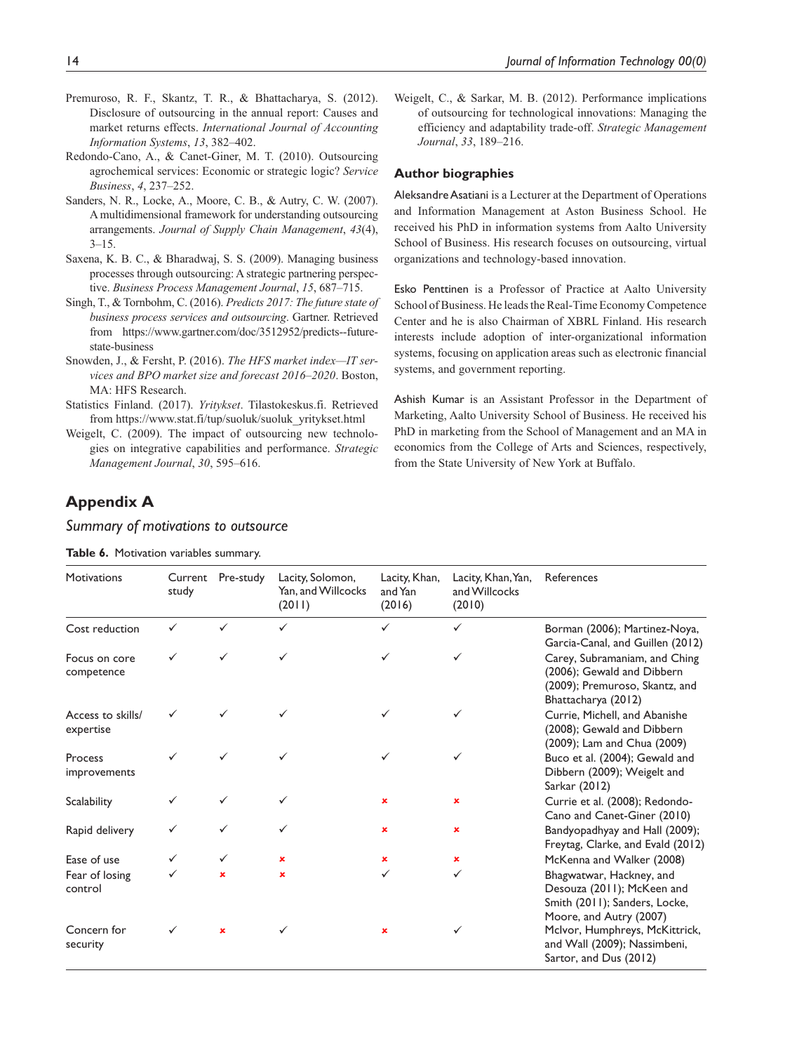Premuroso, R. F., Skantz, T. R., & Bhattacharya, S. (2012). Disclosure of outsourcing in the annual report: Causes and market returns effects. *International Journal of Accounting Information Systems*, *13*, 382–402.

Redondo-Cano, A., & Canet-Giner, M. T. (2010). Outsourcing agrochemical services: Economic or strategic logic? *Service Business*, *4*, 237–252.

Sanders, N. R., Locke, A., Moore, C. B., & Autry, C. W. (2007). A multidimensional framework for understanding outsourcing arrangements. *Journal of Supply Chain Management*, *43*(4), 3–15.

Saxena, K. B. C., & Bharadwaj, S. S. (2009). Managing business processes through outsourcing: A strategic partnering perspective. *Business Process Management Journal*, *15*, 687–715.

Singh, T., & Tornbohm, C. (2016). *Predicts 2017: The future state of business process services and outsourcing*. Gartner. Retrieved from https://www.gartner.com/doc/3512952/predicts--future-state-business

Snowden, J., & Fersht, P. (2016). *The HFS market index—IT services and BPO market size and forecast 2016–2020*. Boston, MA: HFS Research.

Statistics Finland. (2017). *Yritykset*. Tilastokeskus.fi. Retrieved from https://www.stat.fi/tup/suoluk/suoluk_yritykset.html

Weigelt, C. (2009). The impact of outsourcing new technologies on integrative capabilities and performance. *Strategic Management Journal*, *30*, 595–616.

Weigelt, C., & Sarkar, M. B. (2012). Performance implications of outsourcing for technological innovations: Managing the efficiency and adaptability trade-off. *Strategic Management Journal*, *33*, 189–216.

## Author biographies

Aleksandre Asatiani is a Lecturer at the Department of Operations and Information Management at Aston Business School. He received his PhD in information systems from Aalto University School of Business. His research focuses on outsourcing, virtual organizations and technology-based innovation.

Esko Penttinen is a Professor of Practice at Aalto University School of Business. He leads the Real-Time Economy Competence Center and he is also Chairman of XBRL Finland. His research interests include adoption of inter-organizational information systems, focusing on application areas such as electronic financial systems, and government reporting.

Ashish Kumar is an Assistant Professor in the Department of Marketing, Aalto University School of Business. He received his PhD in marketing from the School of Management and an MA in economics from the College of Arts and Sciences, respectively, from the State University of New York at Buffalo.

## Appendix A

### *Summary of motivations to outsource*

**Table 6.** Motivation variables summary.

| Motivations | Current study | Pre-study | Lacity, Solomon, Yan, and Willcocks (2011) | Lacity, Khan, and Yan (2016) | Lacity, Khan, Yan, and Willcocks (2010) | References |
|---|---|---|---|---|---|---|
| Cost reduction | ✓ | ✓ | ✓ | ✓ | ✓ | Borman (2006); Martinez-Noya, Garcia-Canal, and Guillen (2012) |
| Focus on core competence | ✓ | ✓ | ✓ | ✓ | ✓ | Carey, Subramaniam, and Ching (2006); Gewald and Dibbern (2009); Premuroso, Skantz, and Bhattacharya (2012) |
| Access to skills/ expertise | ✓ | ✓ | ✓ | ✓ | ✓ | Currie, Michell, and Abanishe (2008); Gewald and Dibbern (2009); Lam and Chua (2009) |
| Process improvements | ✓ | ✓ | ✓ | ✓ | ✓ | Buco et al. (2004); Gewald and Dibbern (2009); Weigelt and Sarkar (2012) |
| Scalability | ✓ | ✓ | ✓ | ✗ | ✗ | Currie et al. (2008); Redondo-Cano and Canet-Giner (2010) |
| Rapid delivery | ✓ | ✓ | ✓ | ✗ | ✗ | Bandyopadhyay and Hall (2009); Freytag, Clarke, and Evald (2012) |
| Ease of use | ✓ | ✓ | ✗ | ✗ | ✗ | McKenna and Walker (2008) |
| Fear of losing control | ✓ | ✗ | ✗ | ✓ | ✓ | Bhagwatwar, Hackney, and Desouza (2011); McKeen and Smith (2011); Sanders, Locke, Moore, and Autry (2007) |
| Concern for security | ✓ | ✗ | ✓ | ✗ | ✓ | McIvor, Humphreys, McKittrick, and Wall (2009); Nassimbeni, Sartor, and Dus (2012) |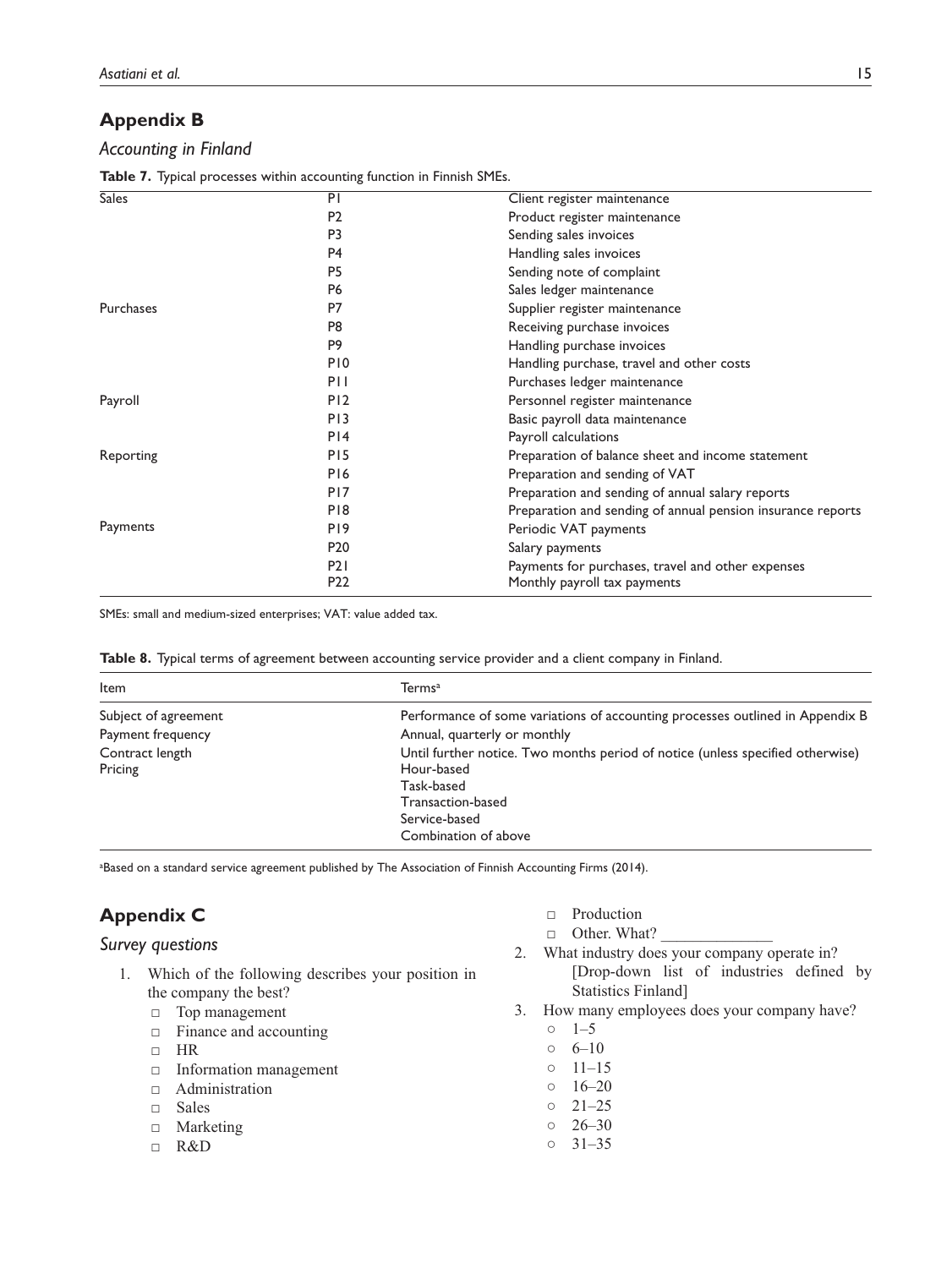## Appendix B

### *Accounting in Finland*

**Table 7.** Typical processes within accounting function in Finnish SMEs.

| | | |
|---|---|---|
| Sales | P1 | Client register maintenance |
| | P2 | Product register maintenance |
| | P3 | Sending sales invoices |
| | P4 | Handling sales invoices |
| | P5 | Sending note of complaint |
| | P6 | Sales ledger maintenance |
| Purchases | P7 | Supplier register maintenance |
| | P8 | Receiving purchase invoices |
| | P9 | Handling purchase invoices |
| | P10 | Handling purchase, travel and other costs |
| | P11 | Purchases ledger maintenance |
| Payroll | P12 | Personnel register maintenance |
| | P13 | Basic payroll data maintenance |
| | P14 | Payroll calculations |
| Reporting | P15 | Preparation of balance sheet and income statement |
| | P16 | Preparation and sending of VAT |
| | P17 | Preparation and sending of annual salary reports |
| | P18 | Preparation and sending of annual pension insurance reports |
| Payments | P19 | Periodic VAT payments |
| | P20 | Salary payments |
| | P21 | Payments for purchases, travel and other expenses |
| | P22 | Monthly payroll tax payments |

SMEs: small and medium-sized enterprises; VAT: value added tax.

**Table 8.** Typical terms of agreement between accounting service provider and a client company in Finland.

| Item | Terms[a] |
|---|---|
| Subject of agreement | Performance of some variations of accounting processes outlined in Appendix B |
| Payment frequency | Annual, quarterly or monthly |
| Contract length | Until further notice. Two months period of notice (unless specified otherwise) |
| Pricing | Hour-based<br>Task-based<br>Transaction-based<br>Service-based<br>Combination of above |

[a]Based on a standard service agreement published by The Association of Finnish Accounting Firms (2014).

## Appendix C

### *Survey questions*

1. Which of the following describes your position in the company the best?
   - □ Top management
   - □ Finance and accounting
   - □ HR
   - □ Information management
   - □ Administration
   - □ Sales
   - □ Marketing
   - □ R&D
   - □ Production
   - □ Other. What? _____________
2. What industry does your company operate in?
   [Drop-down list of industries defined by Statistics Finland]
3. How many employees does your company have?
   - ○ 1–5
   - ○ 6–10
   - ○ 11–15
   - ○ 16–20
   - ○ 21–25
   - ○ 26–30
   - ○ 31–35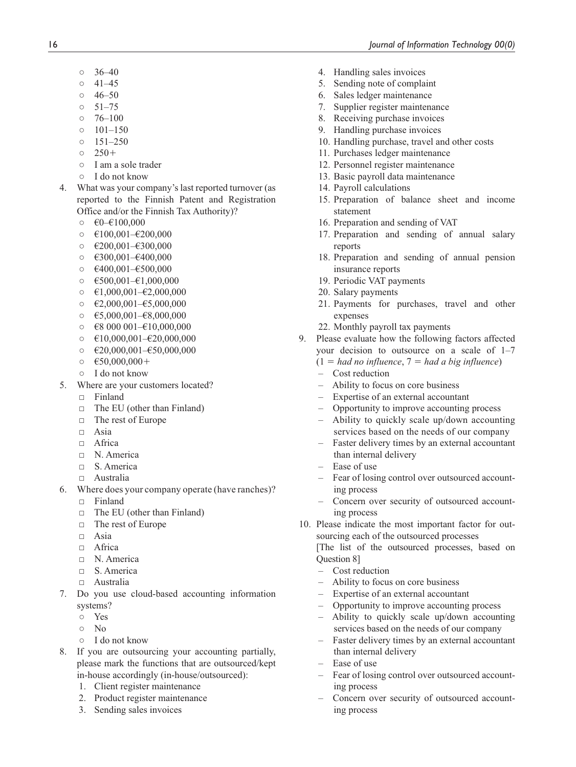- 36–40
- 41–45
- 46–50
- 51–75
- 76–100
- 101–150
- 151–250
- 250+
- I am a sole trader
- I do not know

4. What was your company's last reported turnover (as reported to the Finnish Patent and Registration Office and/or the Finnish Tax Authority)?
   - €0–€100,000
   - €100,001–€200,000
   - €200,001–€300,000
   - €300,001–€400,000
   - €400,001–€500,000
   - €500,001–€1,000,000
   - €1,000,001–€2,000,000
   - €2,000,001–€5,000,000
   - €5,000,001–€8,000,000
   - €8 000 001–€10,000,000
   - €10,000,001–€20,000,000
   - €20,000,001–€50,000,000
   - €50,000,000+
   - I do not know
5. Where are your customers located?
   - □ Finland
   - □ The EU (other than Finland)
   - □ The rest of Europe
   - □ Asia
   - □ Africa
   - □ N. America
   - □ S. America
   - □ Australia
6. Where does your company operate (have ranches)?
   - □ Finland
   - □ The EU (other than Finland)
   - □ The rest of Europe
   - □ Asia
   - □ Africa
   - □ N. America
   - □ S. America
   - □ Australia
7. Do you use cloud-based accounting information systems?
   - Yes
   - No
   - I do not know
8. If you are outsourcing your accounting partially, please mark the functions that are outsourced/kept in-house accordingly (in-house/outsourced):
   1. Client register maintenance
   2. Product register maintenance
   3. Sending sales invoices
   4. Handling sales invoices
   5. Sending note of complaint
   6. Sales ledger maintenance
   7. Supplier register maintenance
   8. Receiving purchase invoices
   9. Handling purchase invoices
   10. Handling purchase, travel and other costs
   11. Purchases ledger maintenance
   12. Personnel register maintenance
   13. Basic payroll data maintenance
   14. Payroll calculations
   15. Preparation of balance sheet and income statement
   16. Preparation and sending of VAT
   17. Preparation and sending of annual salary reports
   18. Preparation and sending of annual pension insurance reports
   19. Periodic VAT payments
   20. Salary payments
   21. Payments for purchases, travel and other expenses
   22. Monthly payroll tax payments
9. Please evaluate how the following factors affected your decision to outsource on a scale of 1–7 (1 = *had no influence*, 7 = *had a big influence*)
   - Cost reduction
   - Ability to focus on core business
   - Expertise of an external accountant
   - Opportunity to improve accounting process
   - Ability to quickly scale up/down accounting services based on the needs of our company
   - Faster delivery times by an external accountant than internal delivery
   - Ease of use
   - Fear of losing control over outsourced accounting process
   - Concern over security of outsourced accounting process
10. Please indicate the most important factor for outsourcing each of the outsourced processes
    [The list of the outsourced processes, based on Question 8]
    - Cost reduction
    - Ability to focus on core business
    - Expertise of an external accountant
    - Opportunity to improve accounting process
    - Ability to quickly scale up/down accounting services based on the needs of our company
    - Faster delivery times by an external accountant than internal delivery
    - Ease of use
    - Fear of losing control over outsourced accounting process
    - Concern over security of outsourced accounting process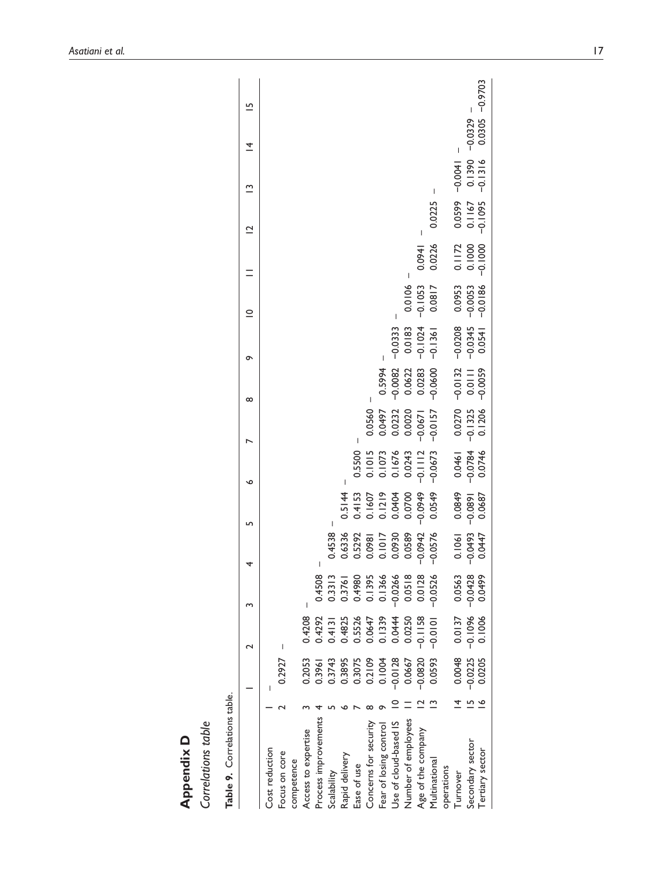# Appendix D

## *Correlations table*

**Table 9.** Correlations table.

| | | 1 | 2 | 3 | 4 | 5 | 6 | 7 | 8 | 9 | 10 | 11 | 12 | 13 | 14 | 15 |
|---|---|---|---|---|---|---|---|---|---|---|---|---|---|---|---|---|
| Cost reduction | 1 | – | | | | | | | | | | | | | | |
| Focus on core competence | 2 | 0.2927 | – | | | | | | | | | | | | | |
| Access to expertise | 3 | 0.2053 | 0.4208 | – | | | | | | | | | | | | |
| Process improvements | 4 | 0.3961 | 0.4292 | 0.4508 | – | | | | | | | | | | | |
| Scalability | 5 | 0.3743 | 0.4131 | 0.3313 | 0.4538 | – | | | | | | | | | | |
| Rapid delivery | 6 | 0.3895 | 0.4825 | 0.3761 | 0.6336 | 0.5144 | – | | | | | | | | | |
| Ease of use | 7 | 0.3075 | 0.5526 | 0.4980 | 0.5292 | 0.4153 | 0.5500 | – | | | | | | | | |
| Concerns for security | 8 | 0.2109 | 0.0647 | 0.1395 | 0.0981 | 0.1607 | 0.1015 | 0.0560 | – | | | | | | | |
| Fear of losing control | 9 | 0.1004 | 0.1339 | 0.1366 | 0.1017 | 0.1219 | 0.1073 | 0.0497 | 0.5994 | – | | | | | | |
| Use of cloud-based IS | 10 | −0.0128 | 0.0444 | −0.0266 | 0.0930 | 0.0404 | 0.1676 | 0.0232 | −0.0082 | −0.0333 | – | | | | | |
| Number of employees | 11 | 0.0667 | 0.0250 | 0.0518 | 0.0589 | 0.0700 | 0.0243 | 0.0020 | 0.0622 | 0.0183 | 0.0106 | – | | | | |
| Age of the company | 12 | −0.0820 | −0.1158 | 0.0128 | −0.0942 | −0.0949 | −0.1112 | −0.0671 | 0.0283 | −0.1024 | −0.1053 | 0.0941 | – | | | |
| Multinational operations | 13 | 0.0593 | −0.0101 | −0.0526 | −0.0576 | 0.0549 | −0.0673 | −0.0157 | −0.0600 | −0.1361 | 0.0817 | 0.0226 | 0.0225 | – | | |
| Turnover | 14 | 0.0048 | 0.0137 | 0.0563 | 0.1061 | 0.0849 | 0.0461 | 0.0270 | −0.0132 | −0.0208 | 0.0953 | 0.1172 | 0.0599 | −0.0041 | – | |
| Secondary sector | 15 | −0.0225 | −0.1096 | −0.0428 | −0.0493 | −0.0891 | −0.0784 | −0.1325 | 0.0111 | −0.0345 | −0.0053 | 0.1000 | 0.1167 | 0.1390 | −0.0329 | – |
| Tertiary sector | 16 | 0.0205 | 0.1006 | 0.0499 | 0.0447 | 0.0687 | 0.0746 | 0.1206 | −0.0059 | 0.0541 | −0.0186 | −0.1000 | −0.1095 | −0.1316 | 0.0305 | −0.9703 |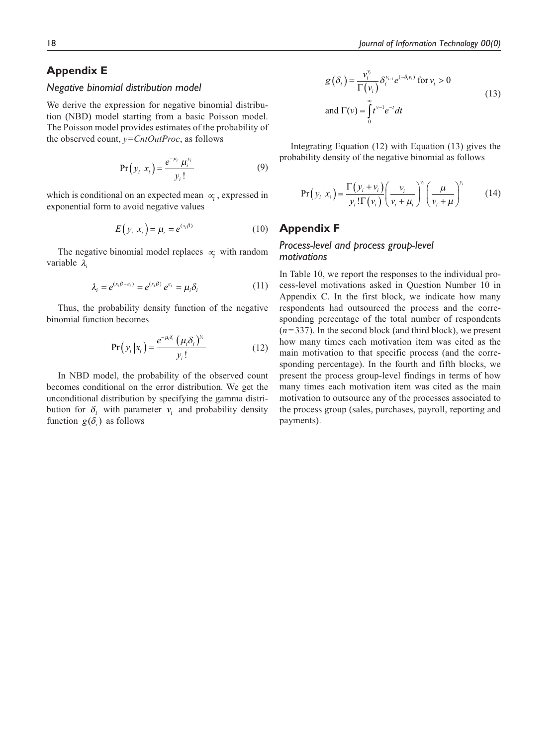## Appendix E

### *Negative binomial distribution model*

We derive the expression for negative binomial distribution (NBD) model starting from a basic Poisson model. The Poisson model provides estimates of the probability of the observed count, *y=CntOutProc*, as follows

$$\Pr\left(y_i \middle| x_i\right) = \frac{e^{-\mu_i}\ \mu_i^{y_i}}{y_i\,!} \tag{9}$$

which is conditional on an expected mean $\propto_i$, expressed in exponential form to avoid negative values

$$E\left(y_i \middle| x_i\right) = \mu_i = e^{(x_i\beta)} \tag{10}$$

The negative binomial model replaces $\propto_i$ with random variable $\lambda_i$

$$\lambda_i = e^{(x_i\beta+\varepsilon_i)} = e^{(x_i\beta)}\, e^{\varepsilon_i} = \mu_i\delta_i \tag{11}$$

Thus, the probability density function of the negative binomial function becomes

$$\Pr\left(y_i \middle| x_i\right) = \frac{e^{-\mu_i\delta_i}\left(\mu_i\delta_i\right)^{y_i}}{y_i\,!} \tag{12}$$

In NBD model, the probability of the observed count becomes conditional on the error distribution. We get the unconditional distribution by specifying the gamma distribution for $\delta_i$ with parameter $v_i$ and probability density function $g(\delta_i)$ as follows

$$g\left(\delta_i\right) = \frac{v_i^{v_i}}{\Gamma\left(v_i\right)}\delta_i^{v_i-1}e^{(-\delta_i v_i)} \text{ for } v_i > 0$$
$$\text{and } \Gamma(v) = \int_0^\infty t^{v-1}e^{-t}dt \tag{13}$$

Integrating Equation (12) with Equation (13) gives the probability density of the negative binomial as follows

$$\Pr\left(y_i \middle| x_i\right) = \frac{\Gamma\left(y_i + v_i\right)}{y_i\,!\,\Gamma\left(v_i\right)}\left(\frac{v_i}{v_i + \mu_i}\right)^{v_i}\left(\frac{\mu}{v_i + \mu}\right)^{y_i} \tag{14}$$

## Appendix F

### *Process-level and process group-level motivations*

In Table 10, we report the responses to the individual process-level motivations asked in Question Number 10 in Appendix C. In the first block, we indicate how many respondents had outsourced the process and the corresponding percentage of the total number of respondents ($n$=337). In the second block (and third block), we present how many times each motivation item was cited as the main motivation to that specific process (and the corresponding percentage). In the fourth and fifth blocks, we present the process group-level findings in terms of how many times each motivation item was cited as the main motivation to outsource any of the processes associated to the process group (sales, purchases, payroll, reporting and payments).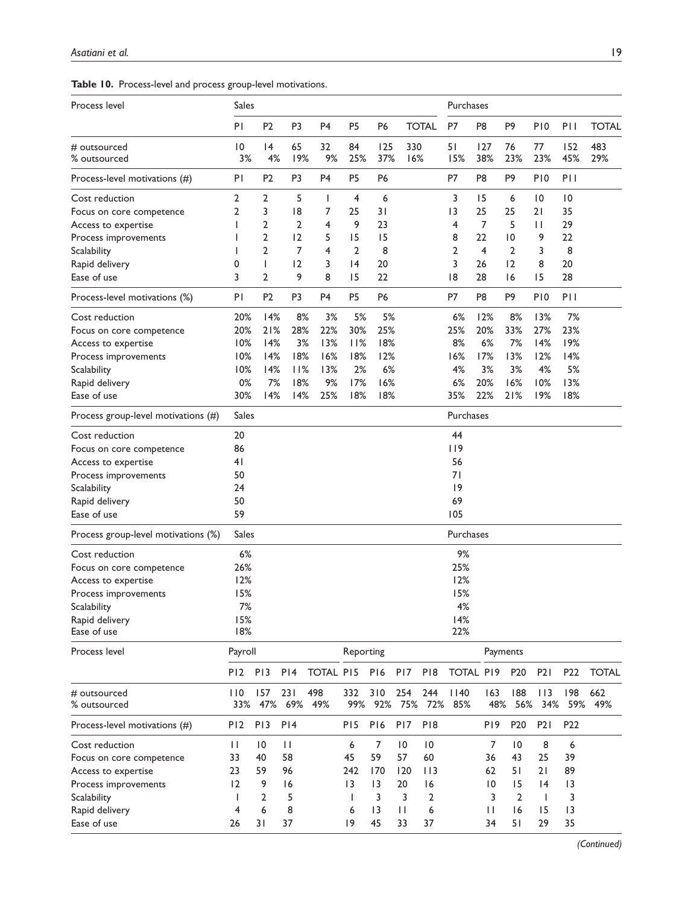**Table 10.** Process-level and process group-level motivations.

| Process level | Sales | | | | | | | Purchases | | | | | |
|---|---|---|---|---|---|---|---|---|---|---|---|---|---|
| | P1 | P2 | P3 | P4 | P5 | P6 | TOTAL | P7 | P8 | P9 | P10 | P11 | TOTAL |
| # outsourced | 10 | 14 | 65 | 32 | 84 | 125 | 330 | 51 | 127 | 76 | 77 | 152 | 483 |
| % outsourced | 3% | 4% | 19% | 9% | 25% | 37% | 16% | 15% | 38% | 23% | 23% | 45% | 29% |
| Process-level motivations (#) | P1 | P2 | P3 | P4 | P5 | P6 | | P7 | P8 | P9 | P10 | P11 | |
| Cost reduction | 2 | 2 | 5 | 1 | 4 | 6 | | 3 | 15 | 6 | 10 | 10 | |
| Focus on core competence | 2 | 3 | 18 | 7 | 25 | 31 | | 13 | 25 | 25 | 21 | 35 | |
| Access to expertise | 1 | 2 | 2 | 4 | 9 | 23 | | 4 | 7 | 5 | 11 | 29 | |
| Process improvements | 1 | 2 | 12 | 5 | 15 | 15 | | 8 | 22 | 10 | 9 | 22 | |
| Scalability | 1 | 2 | 7 | 4 | 2 | 8 | | 2 | 4 | 2 | 3 | 8 | |
| Rapid delivery | 0 | 1 | 12 | 3 | 14 | 20 | | 3 | 26 | 12 | 8 | 20 | |
| Ease of use | 3 | 2 | 9 | 8 | 15 | 22 | | 18 | 28 | 16 | 15 | 28 | |
| Process-level motivations (%) | P1 | P2 | P3 | P4 | P5 | P6 | | P7 | P8 | P9 | P10 | P11 | |
| Cost reduction | 20% | 14% | 8% | 3% | 5% | 5% | | 6% | 12% | 8% | 13% | 7% | |
| Focus on core competence | 20% | 21% | 28% | 22% | 30% | 25% | | 25% | 20% | 33% | 27% | 23% | |
| Access to expertise | 10% | 14% | 3% | 13% | 11% | 18% | | 8% | 6% | 7% | 14% | 19% | |
| Process improvements | 10% | 14% | 18% | 16% | 18% | 12% | | 16% | 17% | 13% | 12% | 14% | |
| Scalability | 10% | 14% | 11% | 13% | 2% | 6% | | 4% | 3% | 3% | 4% | 5% | |
| Rapid delivery | 0% | 7% | 18% | 9% | 17% | 16% | | 6% | 20% | 16% | 10% | 13% | |
| Ease of use | 30% | 14% | 14% | 25% | 18% | 18% | | 35% | 22% | 21% | 19% | 18% | |
| Process group-level motivations (#) | Sales | | | | | | | Purchases | | | | | |
| Cost reduction | 20 | | | | | | | 44 | | | | | |
| Focus on core competence | 86 | | | | | | | 119 | | | | | |
| Access to expertise | 41 | | | | | | | 56 | | | | | |
| Process improvements | 50 | | | | | | | 71 | | | | | |
| Scalability | 24 | | | | | | | 19 | | | | | |
| Rapid delivery | 50 | | | | | | | 69 | | | | | |
| Ease of use | 59 | | | | | | | 105 | | | | | |
| Process group-level motivations (%) | Sales | | | | | | | Purchases | | | | | |
| Cost reduction | 6% | | | | | | | 9% | | | | | |
| Focus on core competence | 26% | | | | | | | 25% | | | | | |
| Access to expertise | 12% | | | | | | | 12% | | | | | |
| Process improvements | 15% | | | | | | | 15% | | | | | |
| Scalability | 7% | | | | | | | 4% | | | | | |
| Rapid delivery | 15% | | | | | | | 14% | | | | | |
| Ease of use | 18% | | | | | | | 22% | | | | | |

| Process level | Payroll | | | | Reporting | | | | | Payments | | | | |
|---|---|---|---|---|---|---|---|---|---|---|---|---|---|---|
| | P12 | P13 | P14 | TOTAL | P15 | P16 | P17 | P18 | TOTAL | P19 | P20 | P21 | P22 | TOTAL |
| # outsourced | 110 | 157 | 231 | 498 | 332 | 310 | 254 | 244 | 1140 | 163 | 188 | 113 | 198 | 662 |
| % outsourced | 33% | 47% | 69% | 49% | 99% | 92% | 75% | 72% | 85% | 48% | 56% | 34% | 59% | 49% |
| Process-level motivations (#) | P12 | P13 | P14 | | P15 | P16 | P17 | P18 | | P19 | P20 | P21 | P22 | |
| Cost reduction | 11 | 10 | 11 | | 6 | 7 | 10 | 10 | | 7 | 10 | 8 | 6 | |
| Focus on core competence | 33 | 40 | 58 | | 45 | 59 | 57 | 60 | | 36 | 43 | 25 | 39 | |
| Access to expertise | 23 | 59 | 96 | | 242 | 170 | 120 | 113 | | 62 | 51 | 21 | 89 | |
| Process improvements | 12 | 9 | 16 | | 13 | 13 | 20 | 16 | | 10 | 15 | 14 | 13 | |
| Scalability | 1 | 2 | 5 | | 1 | 3 | 3 | 2 | | 3 | 2 | 1 | 3 | |
| Rapid delivery | 4 | 6 | 8 | | 6 | 13 | 11 | 6 | | 11 | 16 | 15 | 13 | |
| Ease of use | 26 | 31 | 37 | | 19 | 45 | 33 | 37 | | 34 | 51 | 29 | 35 | |

*(Continued)*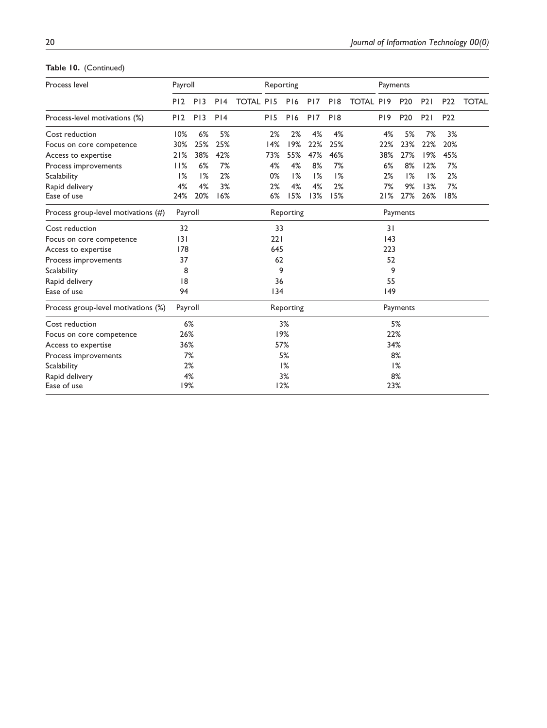**Table 10.** (Continued)

| Process level | Payroll | | | | Reporting | | | | | Payments | | | | |
|---|---|---|---|---|---|---|---|---|---|---|---|---|---|---|
| | P12 | P13 | P14 | TOTAL | P15 | P16 | P17 | P18 | TOTAL | P19 | P20 | P21 | P22 | TOTAL |
| Process-level motivations (%) | P12 | P13 | P14 | | P15 | P16 | P17 | P18 | | P19 | P20 | P21 | P22 | |
| Cost reduction | 10% | 6% | 5% | | 2% | 2% | 4% | 4% | | 4% | 5% | 7% | 3% | |
| Focus on core competence | 30% | 25% | 25% | | 14% | 19% | 22% | 25% | | 22% | 23% | 22% | 20% | |
| Access to expertise | 21% | 38% | 42% | | 73% | 55% | 47% | 46% | | 38% | 27% | 19% | 45% | |
| Process improvements | 11% | 6% | 7% | | 4% | 4% | 8% | 7% | | 6% | 8% | 12% | 7% | |
| Scalability | 1% | 1% | 2% | | 0% | 1% | 1% | 1% | | 2% | 1% | 1% | 2% | |
| Rapid delivery | 4% | 4% | 3% | | 2% | 4% | 4% | 2% | | 7% | 9% | 13% | 7% | |
| Ease of use | 24% | 20% | 16% | | 6% | 15% | 13% | 15% | | 21% | 27% | 26% | 18% | |
| Process group-level motivations (#) | Payroll | | | | Reporting | | | | | Payments | | | | |
| Cost reduction | 32 | | | | 33 | | | | | 31 | | | | |
| Focus on core competence | 131 | | | | 221 | | | | | 143 | | | | |
| Access to expertise | 178 | | | | 645 | | | | | 223 | | | | |
| Process improvements | 37 | | | | 62 | | | | | 52 | | | | |
| Scalability | 8 | | | | 9 | | | | | 9 | | | | |
| Rapid delivery | 18 | | | | 36 | | | | | 55 | | | | |
| Ease of use | 94 | | | | 134 | | | | | 149 | | | | |
| Process group-level motivations (%) | Payroll | | | | Reporting | | | | | Payments | | | | |
| Cost reduction | 6% | | | | 3% | | | | | 5% | | | | |
| Focus on core competence | 26% | | | | 19% | | | | | 22% | | | | |
| Access to expertise | 36% | | | | 57% | | | | | 34% | | | | |
| Process improvements | 7% | | | | 5% | | | | | 8% | | | | |
| Scalability | 2% | | | | 1% | | | | | 1% | | | | |
| Rapid delivery | 4% | | | | 3% | | | | | 8% | | | | |
| Ease of use | 19% | | | | 12% | | | | | 23% | | | | |